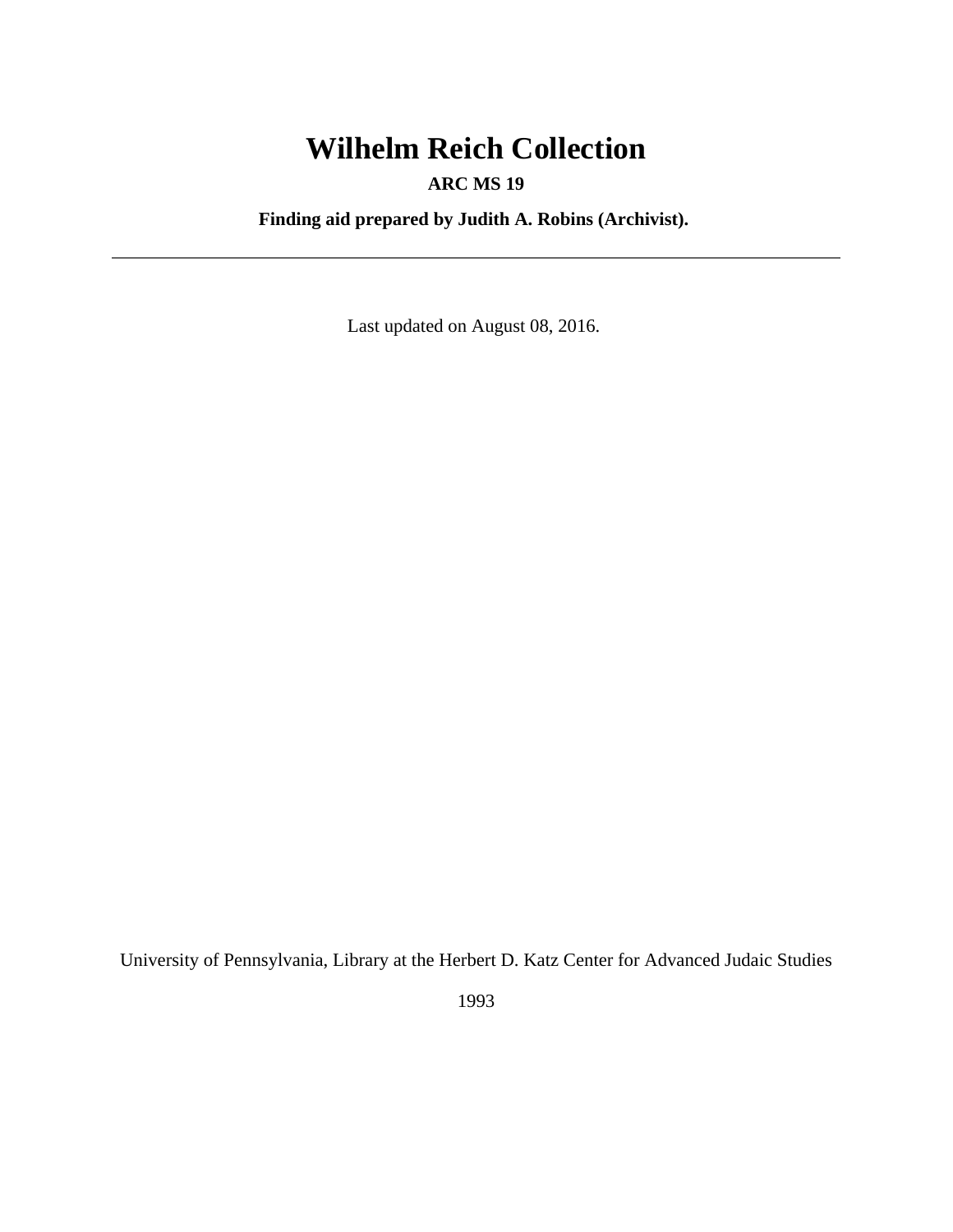# Wilhelm Reich Collection

**ARC MS 19**

**Finding aid prepared by Judith A. Robins (Archivist).**

---

Last updated on August 08, 2016.

University of Pennsylvania, Library at the Herbert D. Katz Center for Advanced Judaic Studies

1993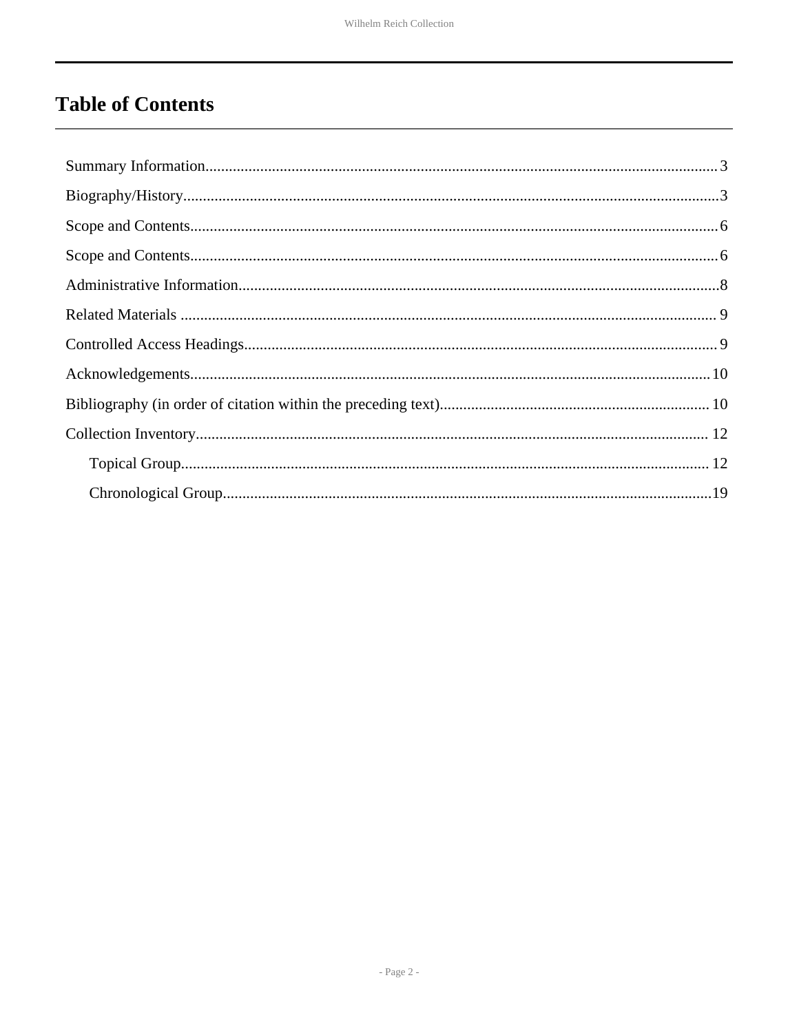# Table of Contents

- Summary Information .......... 3
- Biography/History .......... 3
- Scope and Contents .......... 6
- Scope and Contents .......... 6
- Administrative Information .......... 8
- Related Materials .......... 9
- Controlled Access Headings .......... 9
- Acknowledgements .......... 10
- Bibliography (in order of citation within the preceding text) .......... 10
- Collection Inventory .......... 12
  - Topical Group .......... 12
  - Chronological Group .......... 19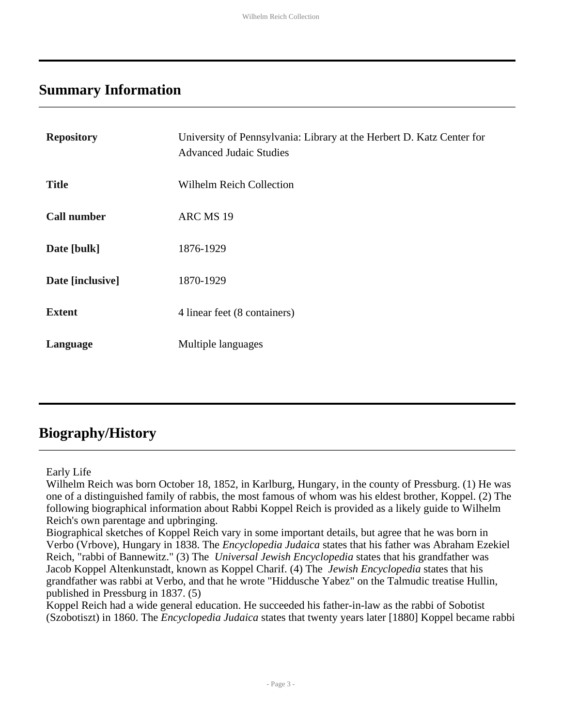## Summary Information

| | |
|---|---|
| **Repository** | University of Pennsylvania: Library at the Herbert D. Katz Center for Advanced Judaic Studies |
| **Title** | Wilhelm Reich Collection |
| **Call number** | ARC MS 19 |
| **Date [bulk]** | 1876-1929 |
| **Date [inclusive]** | 1870-1929 |
| **Extent** | 4 linear feet (8 containers) |
| **Language** | Multiple languages |

## Biography/History

Early Life

Wilhelm Reich was born October 18, 1852, in Karlburg, Hungary, in the county of Pressburg. (1) He was one of a distinguished family of rabbis, the most famous of whom was his eldest brother, Koppel. (2) The following biographical information about Rabbi Koppel Reich is provided as a likely guide to Wilhelm Reich's own parentage and upbringing.

Biographical sketches of Koppel Reich vary in some important details, but agree that he was born in Verbo (Vrbove), Hungary in 1838. The *Encyclopedia Judaica* states that his father was Abraham Ezekiel Reich, "rabbi of Bannewitz." (3) The *Universal Jewish Encyclopedia* states that his grandfather was Jacob Koppel Altenkunstadt, known as Koppel Charif. (4) The *Jewish Encyclopedia* states that his grandfather was rabbi at Verbo, and that he wrote "Hiddusche Yabez" on the Talmudic treatise Hullin, published in Pressburg in 1837. (5)

Koppel Reich had a wide general education. He succeeded his father-in-law as the rabbi of Sobotist (Szobotiszt) in 1860. The *Encyclopedia Judaica* states that twenty years later [1880] Koppel became rabbi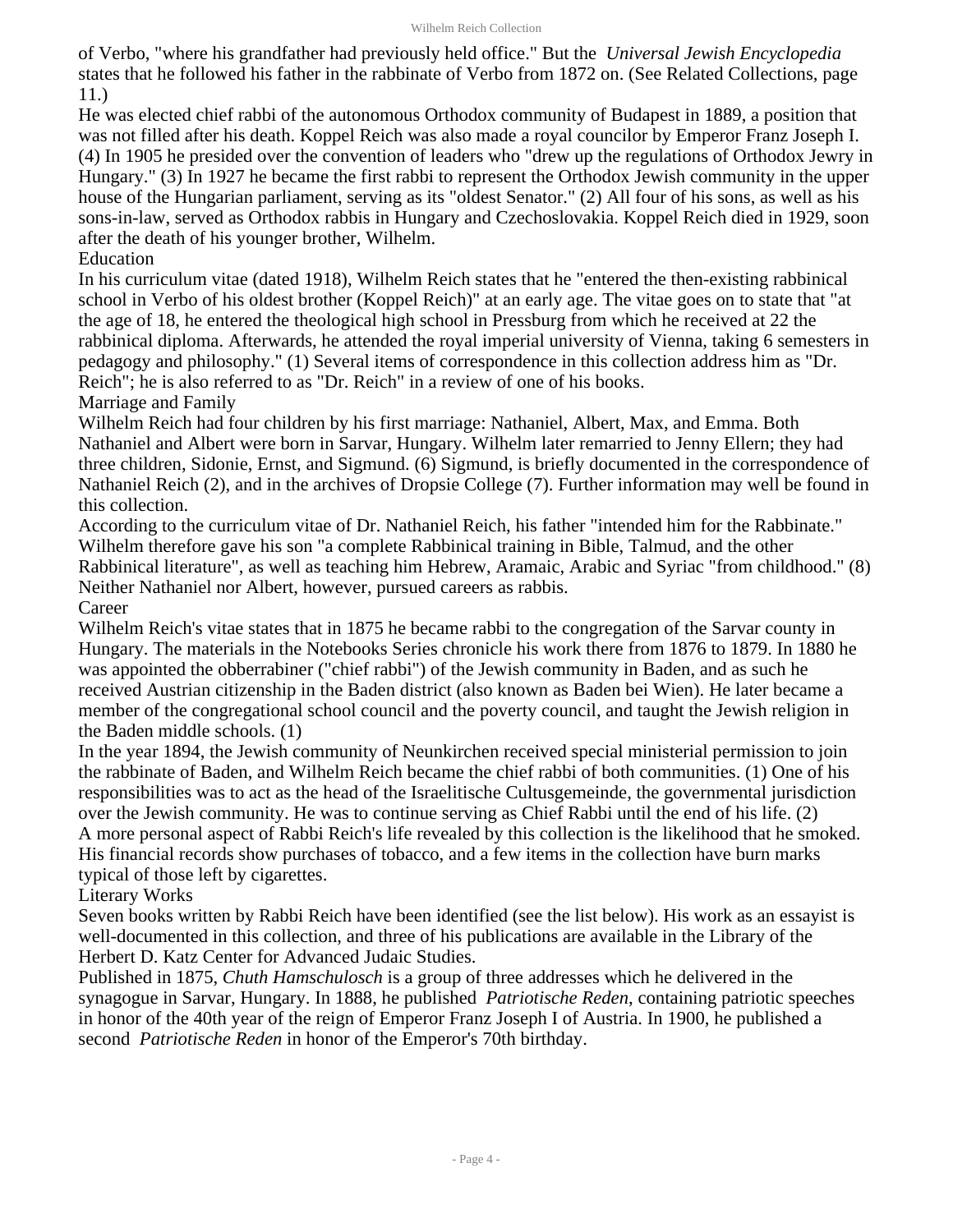of Verbo, "where his grandfather had previously held office." But the *Universal Jewish Encyclopedia* states that he followed his father in the rabbinate of Verbo from 1872 on. (See Related Collections, page 11.)

He was elected chief rabbi of the autonomous Orthodox community of Budapest in 1889, a position that was not filled after his death. Koppel Reich was also made a royal councilor by Emperor Franz Joseph I. (4) In 1905 he presided over the convention of leaders who "drew up the regulations of Orthodox Jewry in Hungary." (3) In 1927 he became the first rabbi to represent the Orthodox Jewish community in the upper house of the Hungarian parliament, serving as its "oldest Senator." (2) All four of his sons, as well as his sons-in-law, served as Orthodox rabbis in Hungary and Czechoslovakia. Koppel Reich died in 1929, soon after the death of his younger brother, Wilhelm.

## Education

In his curriculum vitae (dated 1918), Wilhelm Reich states that he "entered the then-existing rabbinical school in Verbo of his oldest brother (Koppel Reich)" at an early age. The vitae goes on to state that "at the age of 18, he entered the theological high school in Pressburg from which he received at 22 the rabbinical diploma. Afterwards, he attended the royal imperial university of Vienna, taking 6 semesters in pedagogy and philosophy." (1) Several items of correspondence in this collection address him as "Dr. Reich"; he is also referred to as "Dr. Reich" in a review of one of his books.

## Marriage and Family

Wilhelm Reich had four children by his first marriage: Nathaniel, Albert, Max, and Emma. Both Nathaniel and Albert were born in Sarvar, Hungary. Wilhelm later remarried to Jenny Ellern; they had three children, Sidonie, Ernst, and Sigmund. (6) Sigmund, is briefly documented in the correspondence of Nathaniel Reich (2), and in the archives of Dropsie College (7). Further information may well be found in this collection.

According to the curriculum vitae of Dr. Nathaniel Reich, his father "intended him for the Rabbinate." Wilhelm therefore gave his son "a complete Rabbinical training in Bible, Talmud, and the other Rabbinical literature", as well as teaching him Hebrew, Aramaic, Arabic and Syriac "from childhood." (8) Neither Nathaniel nor Albert, however, pursued careers as rabbis.

## Career

Wilhelm Reich's vitae states that in 1875 he became rabbi to the congregation of the Sarvar county in Hungary. The materials in the Notebooks Series chronicle his work there from 1876 to 1879. In 1880 he was appointed the obberrabiner ("chief rabbi") of the Jewish community in Baden, and as such he received Austrian citizenship in the Baden district (also known as Baden bei Wien). He later became a member of the congregational school council and the poverty council, and taught the Jewish religion in the Baden middle schools. (1)

In the year 1894, the Jewish community of Neunkirchen received special ministerial permission to join the rabbinate of Baden, and Wilhelm Reich became the chief rabbi of both communities. (1) One of his responsibilities was to act as the head of the Israelitische Cultusgemeinde, the governmental jurisdiction over the Jewish community. He was to continue serving as Chief Rabbi until the end of his life. (2)

A more personal aspect of Rabbi Reich's life revealed by this collection is the likelihood that he smoked. His financial records show purchases of tobacco, and a few items in the collection have burn marks typical of those left by cigarettes.

## Literary Works

Seven books written by Rabbi Reich have been identified (see the list below). His work as an essayist is well-documented in this collection, and three of his publications are available in the Library of the Herbert D. Katz Center for Advanced Judaic Studies.

Published in 1875, *Chuth Hamschulosch* is a group of three addresses which he delivered in the synagogue in Sarvar, Hungary. In 1888, he published *Patriotische Reden*, containing patriotic speeches in honor of the 40th year of the reign of Emperor Franz Joseph I of Austria. In 1900, he published a second *Patriotische Reden* in honor of the Emperor's 70th birthday.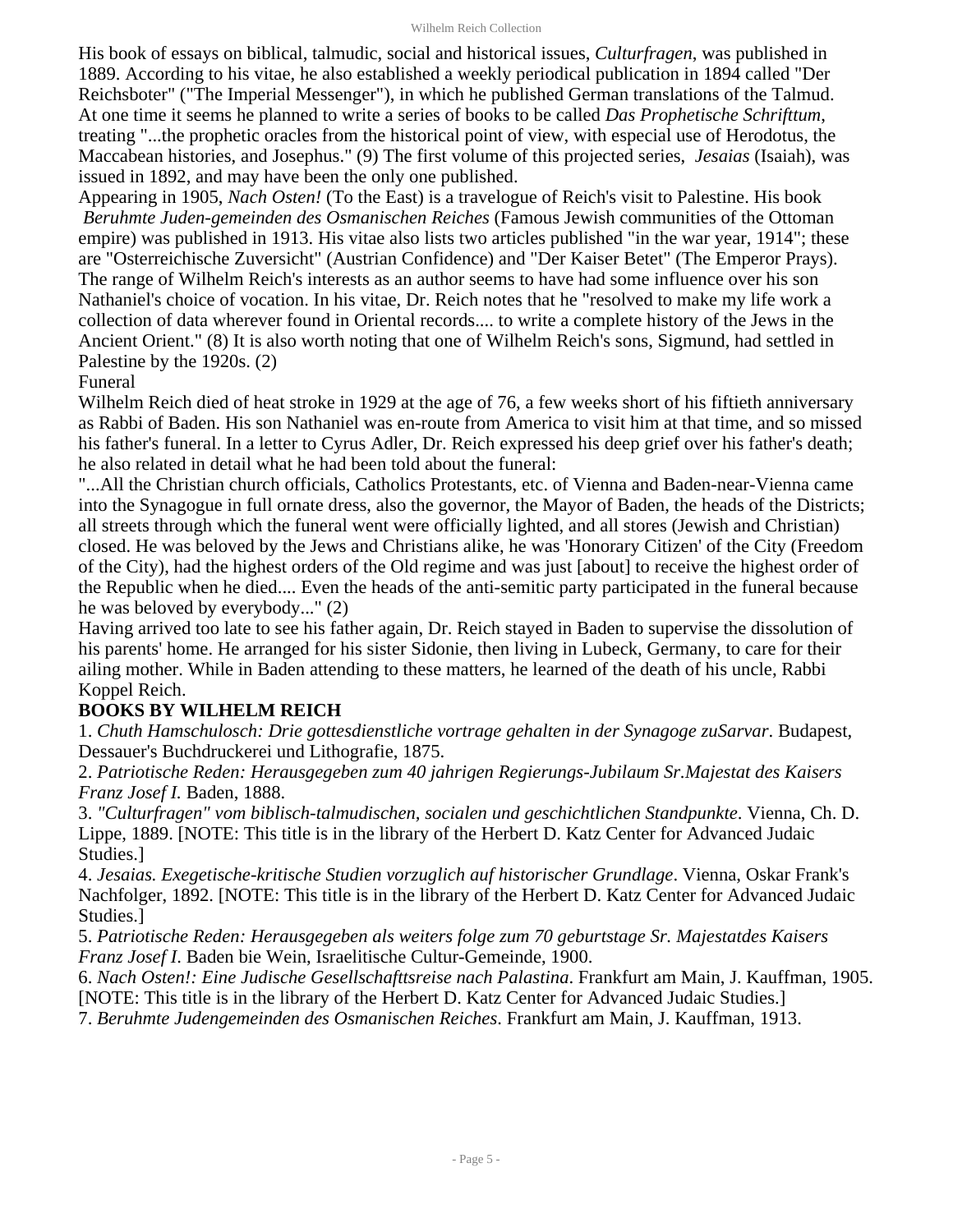His book of essays on biblical, talmudic, social and historical issues, *Culturfragen*, was published in 1889. According to his vitae, he also established a weekly periodical publication in 1894 called "Der Reichsboter" ("The Imperial Messenger"), in which he published German translations of the Talmud. At one time it seems he planned to write a series of books to be called *Das Prophetische Schrifttum*, treating "...the prophetic oracles from the historical point of view, with especial use of Herodotus, the Maccabean histories, and Josephus." (9) The first volume of this projected series, *Jesaias* (Isaiah), was issued in 1892, and may have been the only one published.

Appearing in 1905, *Nach Osten!* (To the East) is a travelogue of Reich's visit to Palestine. His book *Beruhmte Juden-gemeinden des Osmanischen Reiches* (Famous Jewish communities of the Ottoman empire) was published in 1913. His vitae also lists two articles published "in the war year, 1914"; these are "Osterreichische Zuversicht" (Austrian Confidence) and "Der Kaiser Betet" (The Emperor Prays). The range of Wilhelm Reich's interests as an author seems to have had some influence over his son Nathaniel's choice of vocation. In his vitae, Dr. Reich notes that he "resolved to make my life work a collection of data wherever found in Oriental records.... to write a complete history of the Jews in the Ancient Orient." (8) It is also worth noting that one of Wilhelm Reich's sons, Sigmund, had settled in Palestine by the 1920s. (2)

Funeral

Wilhelm Reich died of heat stroke in 1929 at the age of 76, a few weeks short of his fiftieth anniversary as Rabbi of Baden. His son Nathaniel was en-route from America to visit him at that time, and so missed his father's funeral. In a letter to Cyrus Adler, Dr. Reich expressed his deep grief over his father's death; he also related in detail what he had been told about the funeral:

"...All the Christian church officials, Catholics Protestants, etc. of Vienna and Baden-near-Vienna came into the Synagogue in full ornate dress, also the governor, the Mayor of Baden, the heads of the Districts; all streets through which the funeral went were officially lighted, and all stores (Jewish and Christian) closed. He was beloved by the Jews and Christians alike, he was 'Honorary Citizen' of the City (Freedom of the City), had the highest orders of the Old regime and was just [about] to receive the highest order of the Republic when he died.... Even the heads of the anti-semitic party participated in the funeral because he was beloved by everybody..." (2)

Having arrived too late to see his father again, Dr. Reich stayed in Baden to supervise the dissolution of his parents' home. He arranged for his sister Sidonie, then living in Lubeck, Germany, to care for their ailing mother. While in Baden attending to these matters, he learned of the death of his uncle, Rabbi Koppel Reich.

**BOOKS BY WILHELM REICH**

1. *Chuth Hamschulosch: Drie gottesdienstliche vortrage gehalten in der Synagoge zuSarvar*. Budapest, Dessauer's Buchdruckerei und Lithografie, 1875.
2. *Patriotische Reden: Herausgegeben zum 40 jahrigen Regierungs-Jubilaum Sr.Majestat des Kaisers Franz Josef I.* Baden, 1888.
3. *"Culturfragen" vom biblisch-talmudischen, socialen und geschichtlichen Standpunkte*. Vienna, Ch. D. Lippe, 1889. [NOTE: This title is in the library of the Herbert D. Katz Center for Advanced Judaic Studies.]
4. *Jesaias. Exegetische-kritische Studien vorzuglich auf historischer Grundlage*. Vienna, Oskar Frank's Nachfolger, 1892. [NOTE: This title is in the library of the Herbert D. Katz Center for Advanced Judaic Studies.]
5. *Patriotische Reden: Herausgegeben als weiters folge zum 70 geburtstage Sr. Majestatdes Kaisers Franz Josef I*. Baden bie Wein, Israelitische Cultur-Gemeinde, 1900.
6. *Nach Osten!: Eine Judische Gesellschafttsreise nach Palastina*. Frankfurt am Main, J. Kauffman, 1905. [NOTE: This title is in the library of the Herbert D. Katz Center for Advanced Judaic Studies.]
7. *Beruhmte Judengemeinden des Osmanischen Reiches*. Frankfurt am Main, J. Kauffman, 1913.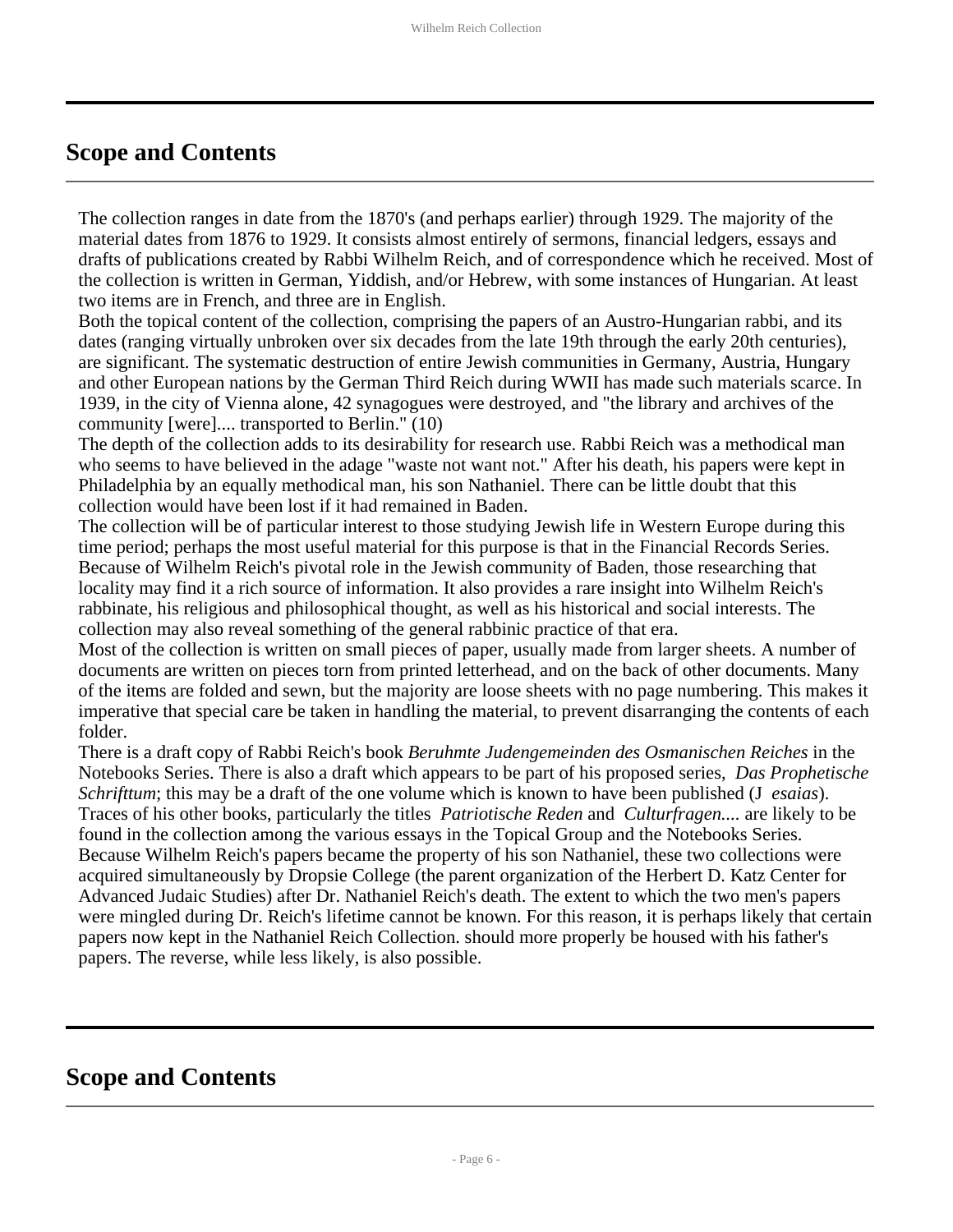## Scope and Contents

The collection ranges in date from the 1870's (and perhaps earlier) through 1929. The majority of the material dates from 1876 to 1929. It consists almost entirely of sermons, financial ledgers, essays and drafts of publications created by Rabbi Wilhelm Reich, and of correspondence which he received. Most of the collection is written in German, Yiddish, and/or Hebrew, with some instances of Hungarian. At least two items are in French, and three are in English.

Both the topical content of the collection, comprising the papers of an Austro-Hungarian rabbi, and its dates (ranging virtually unbroken over six decades from the late 19th through the early 20th centuries), are significant. The systematic destruction of entire Jewish communities in Germany, Austria, Hungary and other European nations by the German Third Reich during WWII has made such materials scarce. In 1939, in the city of Vienna alone, 42 synagogues were destroyed, and "the library and archives of the community [were].... transported to Berlin." (10)

The depth of the collection adds to its desirability for research use. Rabbi Reich was a methodical man who seems to have believed in the adage "waste not want not." After his death, his papers were kept in Philadelphia by an equally methodical man, his son Nathaniel. There can be little doubt that this collection would have been lost if it had remained in Baden.

The collection will be of particular interest to those studying Jewish life in Western Europe during this time period; perhaps the most useful material for this purpose is that in the Financial Records Series. Because of Wilhelm Reich's pivotal role in the Jewish community of Baden, those researching that locality may find it a rich source of information. It also provides a rare insight into Wilhelm Reich's rabbinate, his religious and philosophical thought, as well as his historical and social interests. The collection may also reveal something of the general rabbinic practice of that era.

Most of the collection is written on small pieces of paper, usually made from larger sheets. A number of documents are written on pieces torn from printed letterhead, and on the back of other documents. Many of the items are folded and sewn, but the majority are loose sheets with no page numbering. This makes it imperative that special care be taken in handling the material, to prevent disarranging the contents of each folder.

There is a draft copy of Rabbi Reich's book *Beruhmte Judengemeinden des Osmanischen Reiches* in the Notebooks Series. There is also a draft which appears to be part of his proposed series, *Das Prophetische Schrifttum*; this may be a draft of the one volume which is known to have been published (J *esaias*). Traces of his other books, particularly the titles *Patriotische Reden* and *Culturfragen....* are likely to be found in the collection among the various essays in the Topical Group and the Notebooks Series.

Because Wilhelm Reich's papers became the property of his son Nathaniel, these two collections were acquired simultaneously by Dropsie College (the parent organization of the Herbert D. Katz Center for Advanced Judaic Studies) after Dr. Nathaniel Reich's death. The extent to which the two men's papers were mingled during Dr. Reich's lifetime cannot be known. For this reason, it is perhaps likely that certain papers now kept in the Nathaniel Reich Collection. should more properly be housed with his father's papers. The reverse, while less likely, is also possible.

## Scope and Contents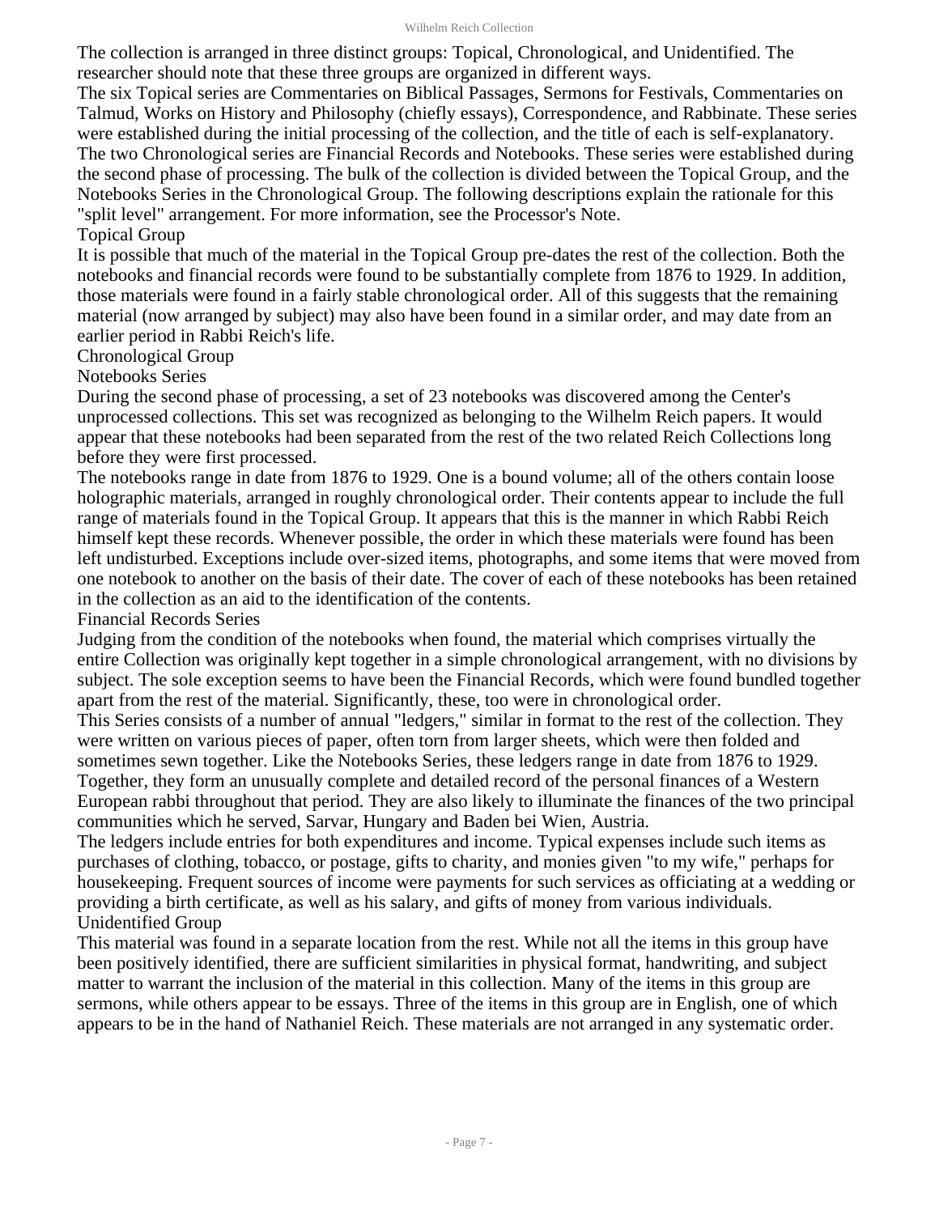The collection is arranged in three distinct groups: Topical, Chronological, and Unidentified. The researcher should note that these three groups are organized in different ways.

The six Topical series are Commentaries on Biblical Passages, Sermons for Festivals, Commentaries on Talmud, Works on History and Philosophy (chiefly essays), Correspondence, and Rabbinate. These series were established during the initial processing of the collection, and the title of each is self-explanatory.

The two Chronological series are Financial Records and Notebooks. These series were established during the second phase of processing. The bulk of the collection is divided between the Topical Group, and the Notebooks Series in the Chronological Group. The following descriptions explain the rationale for this "split level" arrangement. For more information, see the Processor's Note.

## Topical Group

It is possible that much of the material in the Topical Group pre-dates the rest of the collection. Both the notebooks and financial records were found to be substantially complete from 1876 to 1929. In addition, those materials were found in a fairly stable chronological order. All of this suggests that the remaining material (now arranged by subject) may also have been found in a similar order, and may date from an earlier period in Rabbi Reich's life.

## Chronological Group

### Notebooks Series

During the second phase of processing, a set of 23 notebooks was discovered among the Center's unprocessed collections. This set was recognized as belonging to the Wilhelm Reich papers. It would appear that these notebooks had been separated from the rest of the two related Reich Collections long before they were first processed.

The notebooks range in date from 1876 to 1929. One is a bound volume; all of the others contain loose holographic materials, arranged in roughly chronological order. Their contents appear to include the full range of materials found in the Topical Group. It appears that this is the manner in which Rabbi Reich himself kept these records. Whenever possible, the order in which these materials were found has been left undisturbed. Exceptions include over-sized items, photographs, and some items that were moved from one notebook to another on the basis of their date. The cover of each of these notebooks has been retained in the collection as an aid to the identification of the contents.

### Financial Records Series

Judging from the condition of the notebooks when found, the material which comprises virtually the entire Collection was originally kept together in a simple chronological arrangement, with no divisions by subject. The sole exception seems to have been the Financial Records, which were found bundled together apart from the rest of the material. Significantly, these, too were in chronological order.

This Series consists of a number of annual "ledgers," similar in format to the rest of the collection. They were written on various pieces of paper, often torn from larger sheets, which were then folded and sometimes sewn together. Like the Notebooks Series, these ledgers range in date from 1876 to 1929. Together, they form an unusually complete and detailed record of the personal finances of a Western European rabbi throughout that period. They are also likely to illuminate the finances of the two principal communities which he served, Sarvar, Hungary and Baden bei Wien, Austria.

The ledgers include entries for both expenditures and income. Typical expenses include such items as purchases of clothing, tobacco, or postage, gifts to charity, and monies given "to my wife," perhaps for housekeeping. Frequent sources of income were payments for such services as officiating at a wedding or providing a birth certificate, as well as his salary, and gifts of money from various individuals.

## Unidentified Group

This material was found in a separate location from the rest. While not all the items in this group have been positively identified, there are sufficient similarities in physical format, handwriting, and subject matter to warrant the inclusion of the material in this collection. Many of the items in this group are sermons, while others appear to be essays. Three of the items in this group are in English, one of which appears to be in the hand of Nathaniel Reich. These materials are not arranged in any systematic order.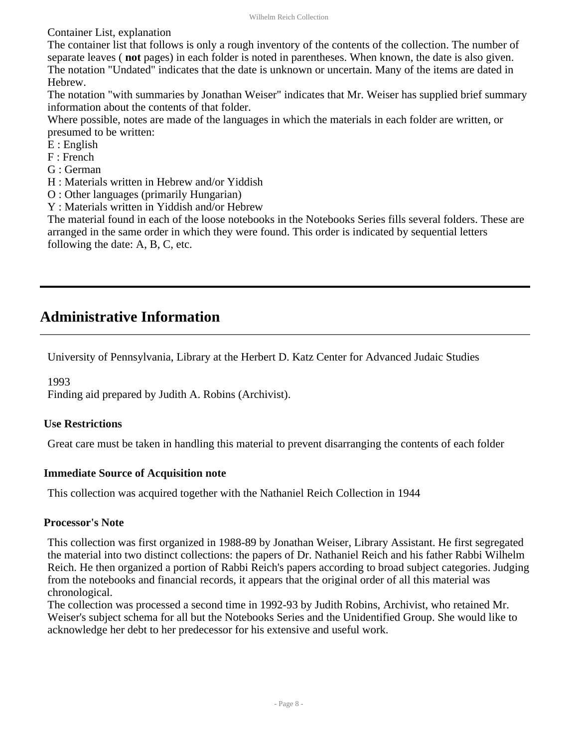Container List, explanation

The container list that follows is only a rough inventory of the contents of the collection. The number of separate leaves ( **not** pages) in each folder is noted in parentheses. When known, the date is also given. The notation "Undated" indicates that the date is unknown or uncertain. Many of the items are dated in Hebrew.

The notation "with summaries by Jonathan Weiser" indicates that Mr. Weiser has supplied brief summary information about the contents of that folder.

Where possible, notes are made of the languages in which the materials in each folder are written, or presumed to be written:

E : English

F : French

G : German

H : Materials written in Hebrew and/or Yiddish

O : Other languages (primarily Hungarian)

Y : Materials written in Yiddish and/or Hebrew

The material found in each of the loose notebooks in the Notebooks Series fills several folders. These are arranged in the same order in which they were found. This order is indicated by sequential letters following the date: A, B, C, etc.

---

## Administrative Information

University of Pennsylvania, Library at the Herbert D. Katz Center for Advanced Judaic Studies

1993

Finding aid prepared by Judith A. Robins (Archivist).

### Use Restrictions

Great care must be taken in handling this material to prevent disarranging the contents of each folder

### Immediate Source of Acquisition note

This collection was acquired together with the Nathaniel Reich Collection in 1944

### Processor's Note

This collection was first organized in 1988-89 by Jonathan Weiser, Library Assistant. He first segregated the material into two distinct collections: the papers of Dr. Nathaniel Reich and his father Rabbi Wilhelm Reich. He then organized a portion of Rabbi Reich's papers according to broad subject categories. Judging from the notebooks and financial records, it appears that the original order of all this material was chronological.

The collection was processed a second time in 1992-93 by Judith Robins, Archivist, who retained Mr. Weiser's subject schema for all but the Notebooks Series and the Unidentified Group. She would like to acknowledge her debt to her predecessor for his extensive and useful work.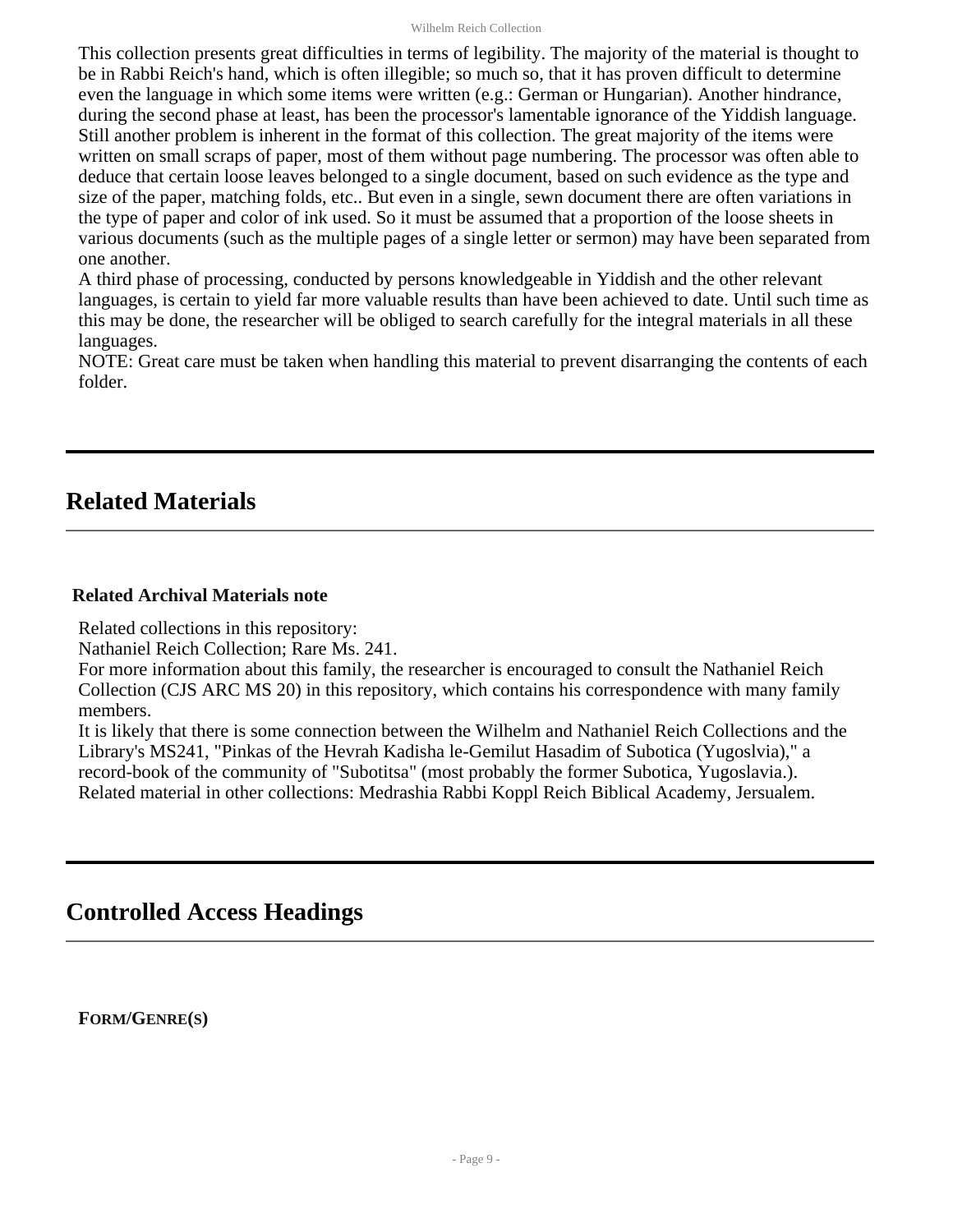This collection presents great difficulties in terms of legibility. The majority of the material is thought to be in Rabbi Reich's hand, which is often illegible; so much so, that it has proven difficult to determine even the language in which some items were written (e.g.: German or Hungarian). Another hindrance, during the second phase at least, has been the processor's lamentable ignorance of the Yiddish language. Still another problem is inherent in the format of this collection. The great majority of the items were written on small scraps of paper, most of them without page numbering. The processor was often able to deduce that certain loose leaves belonged to a single document, based on such evidence as the type and size of the paper, matching folds, etc.. But even in a single, sewn document there are often variations in the type of paper and color of ink used. So it must be assumed that a proportion of the loose sheets in various documents (such as the multiple pages of a single letter or sermon) may have been separated from one another.

A third phase of processing, conducted by persons knowledgeable in Yiddish and the other relevant languages, is certain to yield far more valuable results than have been achieved to date. Until such time as this may be done, the researcher will be obliged to search carefully for the integral materials in all these languages.

NOTE: Great care must be taken when handling this material to prevent disarranging the contents of each folder.

## Related Materials

### Related Archival Materials note

Related collections in this repository:

Nathaniel Reich Collection; Rare Ms. 241.

For more information about this family, the researcher is encouraged to consult the Nathaniel Reich Collection (CJS ARC MS 20) in this repository, which contains his correspondence with many family members.

It is likely that there is some connection between the Wilhelm and Nathaniel Reich Collections and the Library's MS241, "Pinkas of the Hevrah Kadisha le-Gemilut Hasadim of Subotica (Yugoslvia)," a record-book of the community of "Subotitsa" (most probably the former Subotica, Yugoslavia.).

Related material in other collections: Medrashia Rabbi Koppl Reich Biblical Academy, Jersualem.

## Controlled Access Headings

**FORM/GENRE(S)**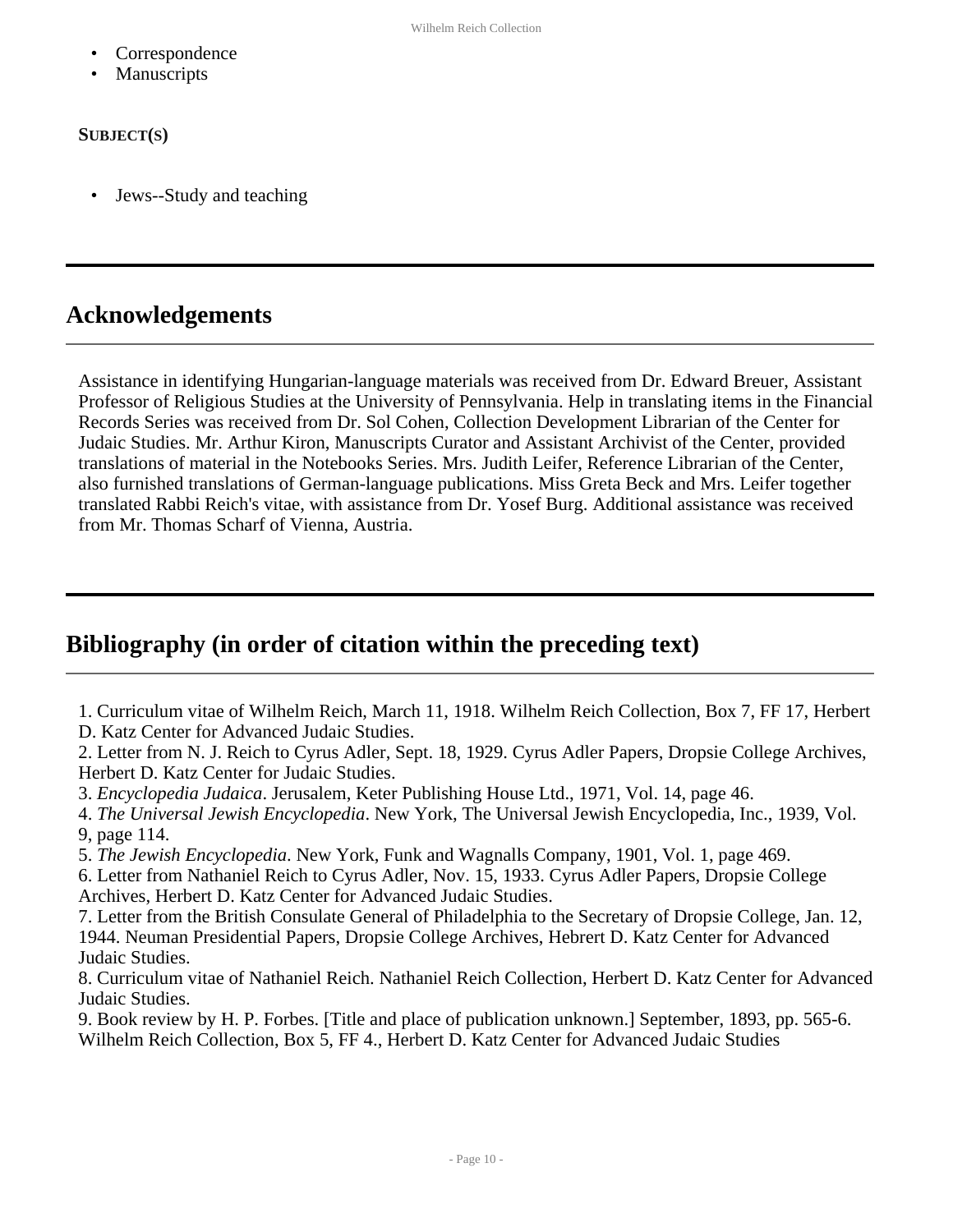- Correspondence
- Manuscripts

**SUBJECT(S)**

- Jews--Study and teaching

## Acknowledgements

Assistance in identifying Hungarian-language materials was received from Dr. Edward Breuer, Assistant Professor of Religious Studies at the University of Pennsylvania. Help in translating items in the Financial Records Series was received from Dr. Sol Cohen, Collection Development Librarian of the Center for Judaic Studies. Mr. Arthur Kiron, Manuscripts Curator and Assistant Archivist of the Center, provided translations of material in the Notebooks Series. Mrs. Judith Leifer, Reference Librarian of the Center, also furnished translations of German-language publications. Miss Greta Beck and Mrs. Leifer together translated Rabbi Reich's vitae, with assistance from Dr. Yosef Burg. Additional assistance was received from Mr. Thomas Scharf of Vienna, Austria.

## Bibliography (in order of citation within the preceding text)

1. Curriculum vitae of Wilhelm Reich, March 11, 1918. Wilhelm Reich Collection, Box 7, FF 17, Herbert D. Katz Center for Advanced Judaic Studies.
2. Letter from N. J. Reich to Cyrus Adler, Sept. 18, 1929. Cyrus Adler Papers, Dropsie College Archives, Herbert D. Katz Center for Judaic Studies.
3. *Encyclopedia Judaica*. Jerusalem, Keter Publishing House Ltd., 1971, Vol. 14, page 46.
4. *The Universal Jewish Encyclopedia*. New York, The Universal Jewish Encyclopedia, Inc., 1939, Vol. 9, page 114.
5. *The Jewish Encyclopedia*. New York, Funk and Wagnalls Company, 1901, Vol. 1, page 469.
6. Letter from Nathaniel Reich to Cyrus Adler, Nov. 15, 1933. Cyrus Adler Papers, Dropsie College Archives, Herbert D. Katz Center for Advanced Judaic Studies.
7. Letter from the British Consulate General of Philadelphia to the Secretary of Dropsie College, Jan. 12, 1944. Neuman Presidential Papers, Dropsie College Archives, Hebrert D. Katz Center for Advanced Judaic Studies.
8. Curriculum vitae of Nathaniel Reich. Nathaniel Reich Collection, Herbert D. Katz Center for Advanced Judaic Studies.
9. Book review by H. P. Forbes. [Title and place of publication unknown.] September, 1893, pp. 565-6. Wilhelm Reich Collection, Box 5, FF 4., Herbert D. Katz Center for Advanced Judaic Studies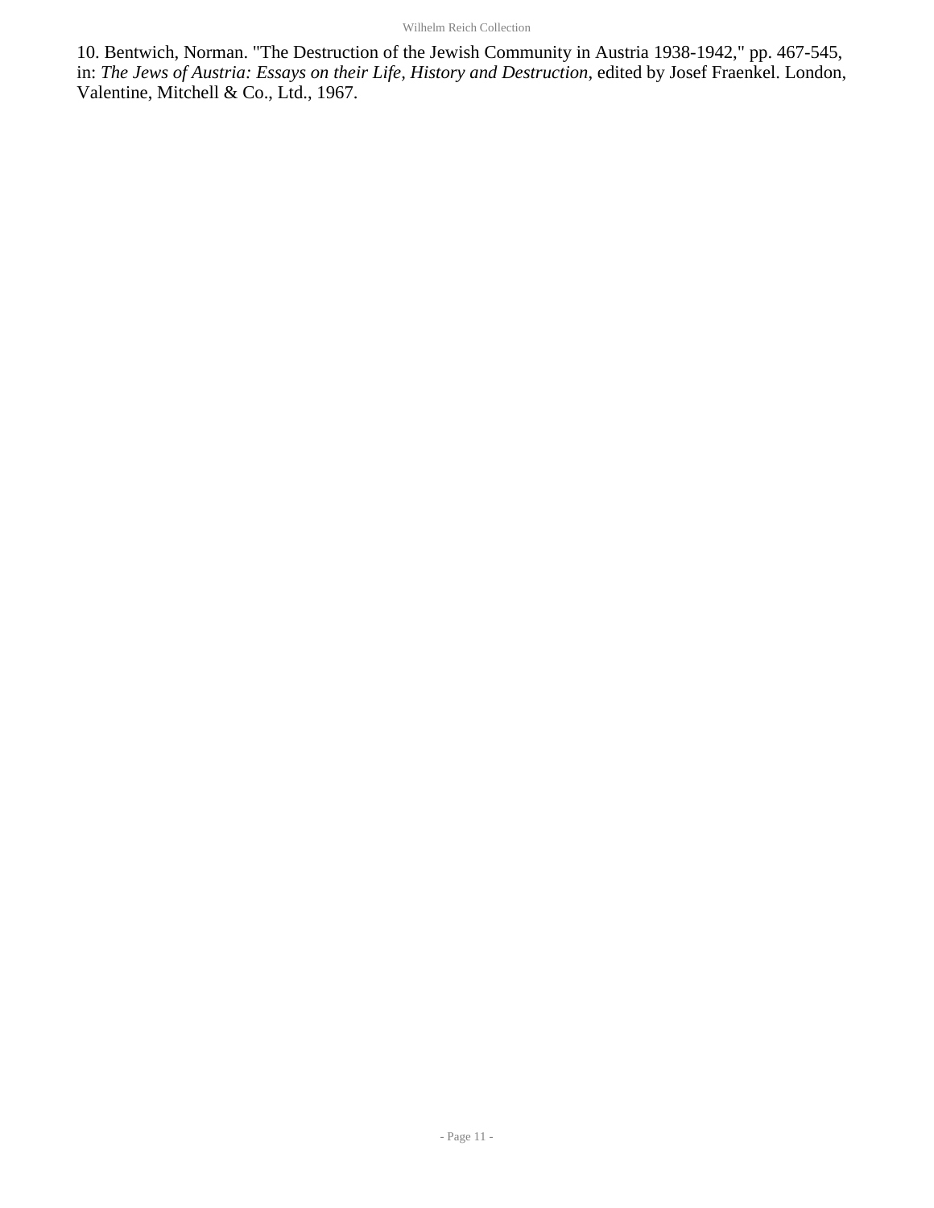10. Bentwich, Norman. "The Destruction of the Jewish Community in Austria 1938-1942," pp. 467-545, in: *The Jews of Austria: Essays on their Life, History and Destruction*, edited by Josef Fraenkel. London, Valentine, Mitchell & Co., Ltd., 1967.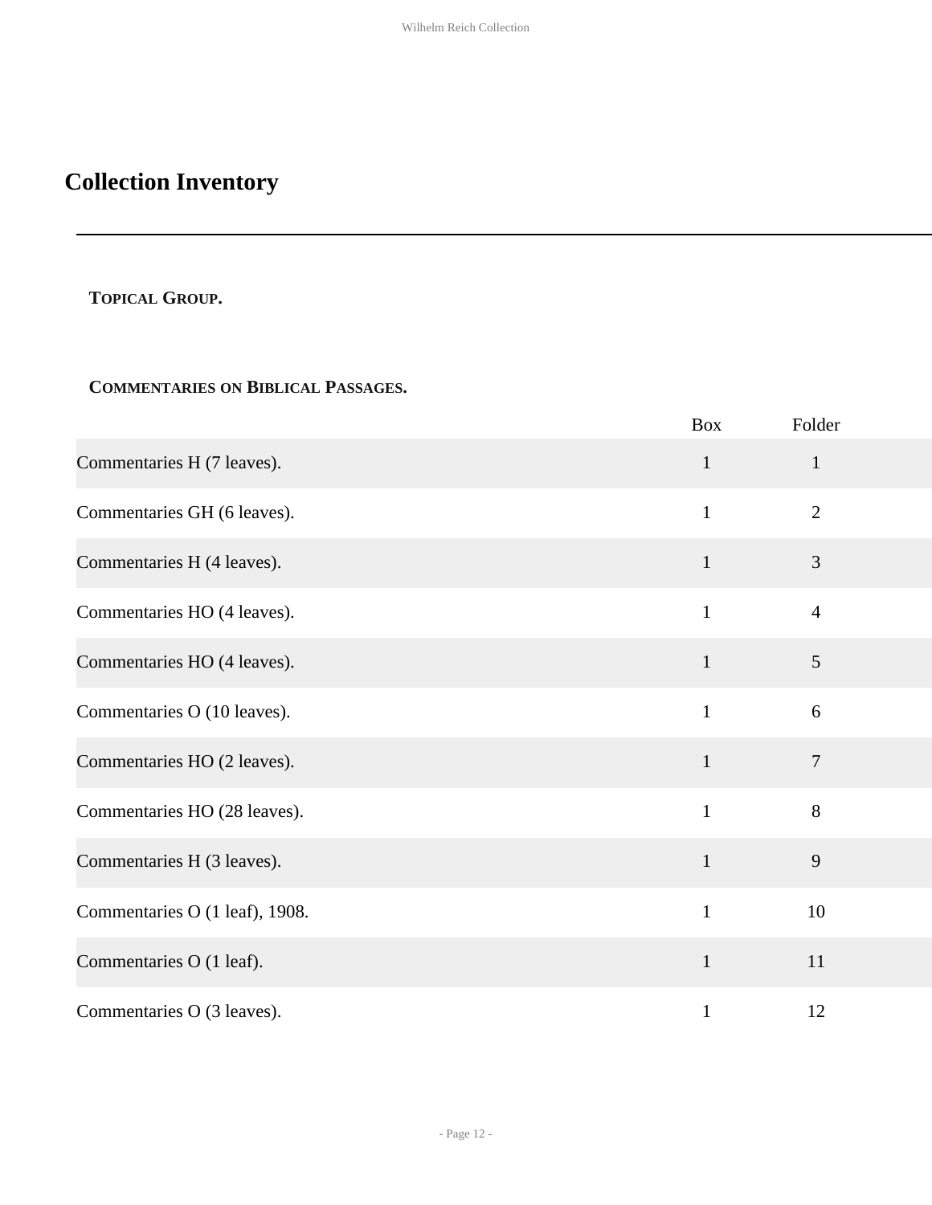# Collection Inventory

**Topical Group.**

**Commentaries on Biblical Passages.**

| | Box | Folder |
|---|---|---|
| Commentaries H (7 leaves). | 1 | 1 |
| Commentaries GH (6 leaves). | 1 | 2 |
| Commentaries H (4 leaves). | 1 | 3 |
| Commentaries HO (4 leaves). | 1 | 4 |
| Commentaries HO (4 leaves). | 1 | 5 |
| Commentaries O (10 leaves). | 1 | 6 |
| Commentaries HO (2 leaves). | 1 | 7 |
| Commentaries HO (28 leaves). | 1 | 8 |
| Commentaries H (3 leaves). | 1 | 9 |
| Commentaries O (1 leaf), 1908. | 1 | 10 |
| Commentaries O (1 leaf). | 1 | 11 |
| Commentaries O (3 leaves). | 1 | 12 |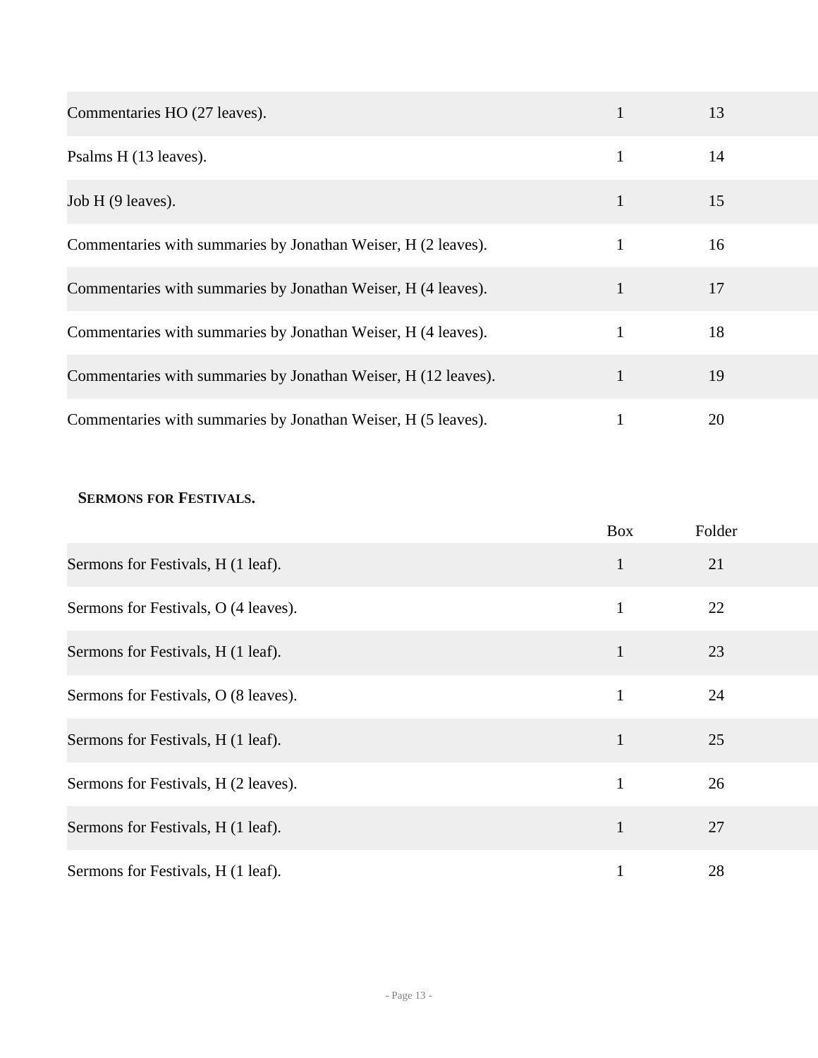| | Box | Folder |
|---|---|---|
| Commentaries HO (27 leaves). | 1 | 13 |
| Psalms H (13 leaves). | 1 | 14 |
| Job H (9 leaves). | 1 | 15 |
| Commentaries with summaries by Jonathan Weiser, H (2 leaves). | 1 | 16 |
| Commentaries with summaries by Jonathan Weiser, H (4 leaves). | 1 | 17 |
| Commentaries with summaries by Jonathan Weiser, H (4 leaves). | 1 | 18 |
| Commentaries with summaries by Jonathan Weiser, H (12 leaves). | 1 | 19 |
| Commentaries with summaries by Jonathan Weiser, H (5 leaves). | 1 | 20 |

**SERMONS FOR FESTIVALS.**

| | Box | Folder |
|---|---|---|
| Sermons for Festivals, H (1 leaf). | 1 | 21 |
| Sermons for Festivals, O (4 leaves). | 1 | 22 |
| Sermons for Festivals, H (1 leaf). | 1 | 23 |
| Sermons for Festivals, O (8 leaves). | 1 | 24 |
| Sermons for Festivals, H (1 leaf). | 1 | 25 |
| Sermons for Festivals, H (2 leaves). | 1 | 26 |
| Sermons for Festivals, H (1 leaf). | 1 | 27 |
| Sermons for Festivals, H (1 leaf). | 1 | 28 |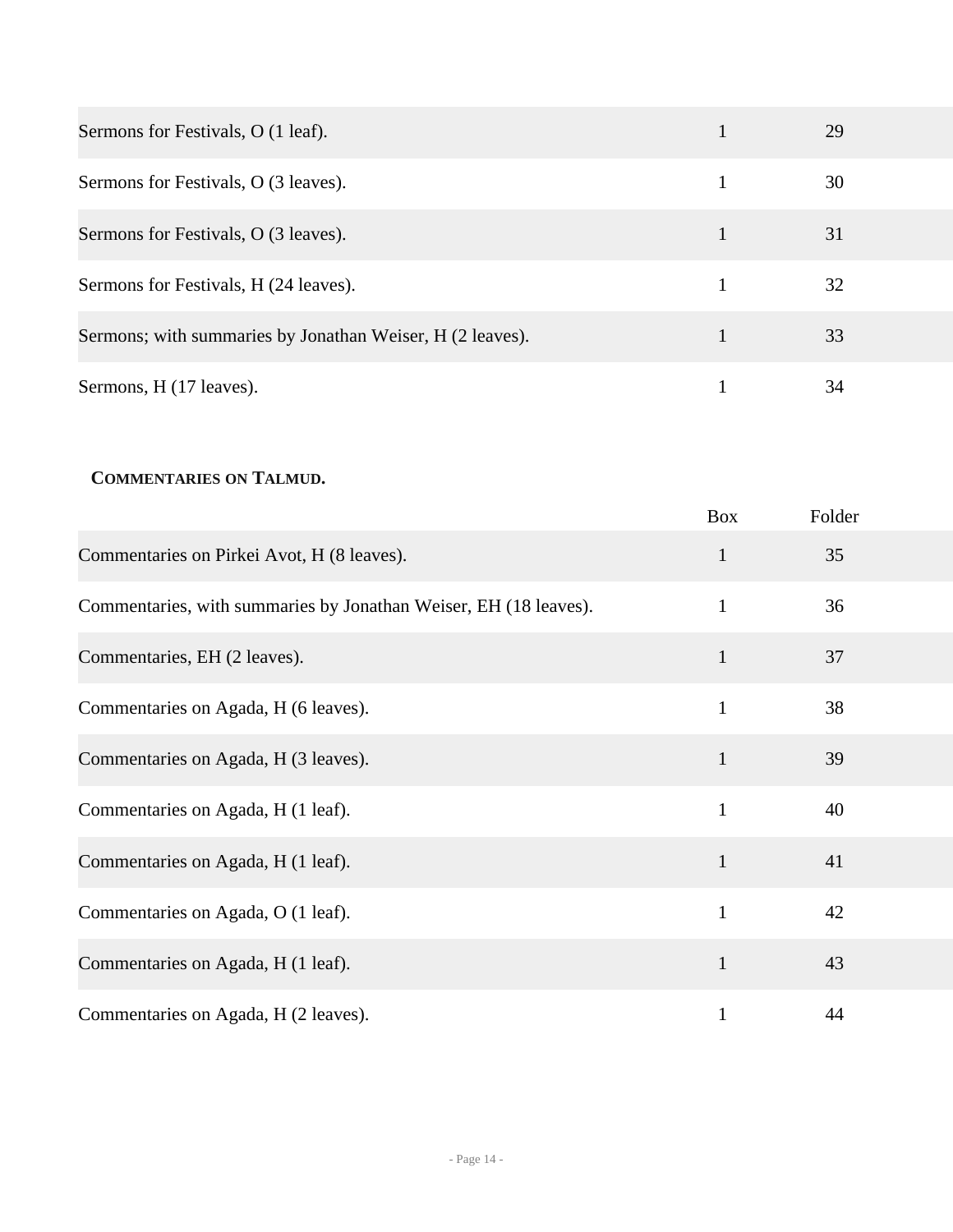| | | |
|---|---|---|
| Sermons for Festivals, O (1 leaf). | 1 | 29 |
| Sermons for Festivals, O (3 leaves). | 1 | 30 |
| Sermons for Festivals, O (3 leaves). | 1 | 31 |
| Sermons for Festivals, H (24 leaves). | 1 | 32 |
| Sermons; with summaries by Jonathan Weiser, H (2 leaves). | 1 | 33 |
| Sermons, H (17 leaves). | 1 | 34 |

#### COMMENTARIES ON TALMUD.

| | Box | Folder |
|---|---|---|
| Commentaries on Pirkei Avot, H (8 leaves). | 1 | 35 |
| Commentaries, with summaries by Jonathan Weiser, EH (18 leaves). | 1 | 36 |
| Commentaries, EH (2 leaves). | 1 | 37 |
| Commentaries on Agada, H (6 leaves). | 1 | 38 |
| Commentaries on Agada, H (3 leaves). | 1 | 39 |
| Commentaries on Agada, H (1 leaf). | 1 | 40 |
| Commentaries on Agada, H (1 leaf). | 1 | 41 |
| Commentaries on Agada, O (1 leaf). | 1 | 42 |
| Commentaries on Agada, H (1 leaf). | 1 | 43 |
| Commentaries on Agada, H (2 leaves). | 1 | 44 |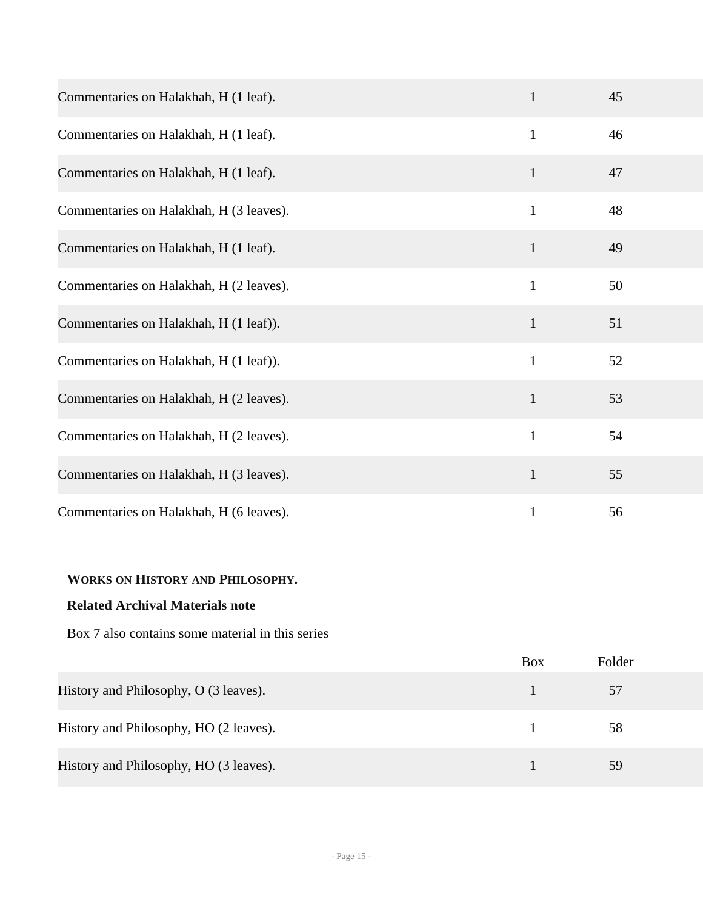| | | |
|---|---|---|
| Commentaries on Halakhah, H (1 leaf). | 1 | 45 |
| Commentaries on Halakhah, H (1 leaf). | 1 | 46 |
| Commentaries on Halakhah, H (1 leaf). | 1 | 47 |
| Commentaries on Halakhah, H (3 leaves). | 1 | 48 |
| Commentaries on Halakhah, H (1 leaf). | 1 | 49 |
| Commentaries on Halakhah, H (2 leaves). | 1 | 50 |
| Commentaries on Halakhah, H (1 leaf)). | 1 | 51 |
| Commentaries on Halakhah, H (1 leaf)). | 1 | 52 |
| Commentaries on Halakhah, H (2 leaves). | 1 | 53 |
| Commentaries on Halakhah, H (2 leaves). | 1 | 54 |
| Commentaries on Halakhah, H (3 leaves). | 1 | 55 |
| Commentaries on Halakhah, H (6 leaves). | 1 | 56 |

### WORKS ON HISTORY AND PHILOSOPHY.

**Related Archival Materials note**

Box 7 also contains some material in this series

| | Box | Folder |
|---|---|---|
| History and Philosophy, O (3 leaves). | 1 | 57 |
| History and Philosophy, HO (2 leaves). | 1 | 58 |
| History and Philosophy, HO (3 leaves). | 1 | 59 |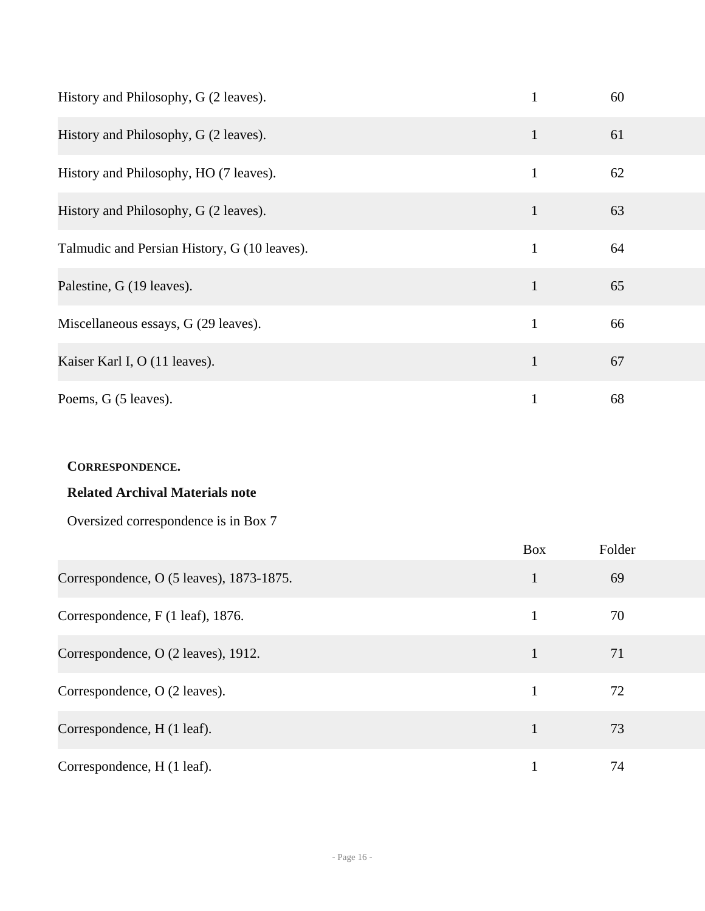| | | |
|---|---|---|
| History and Philosophy, G (2 leaves). | 1 | 60 |
| History and Philosophy, G (2 leaves). | 1 | 61 |
| History and Philosophy, HO (7 leaves). | 1 | 62 |
| History and Philosophy, G (2 leaves). | 1 | 63 |
| Talmudic and Persian History, G (10 leaves). | 1 | 64 |
| Palestine, G (19 leaves). | 1 | 65 |
| Miscellaneous essays, G (29 leaves). | 1 | 66 |
| Kaiser Karl I, O (11 leaves). | 1 | 67 |
| Poems, G (5 leaves). | 1 | 68 |

### CORRESPONDENCE.

**Related Archival Materials note**

Oversized correspondence is in Box 7

| | Box | Folder |
|---|---|---|
| Correspondence, O (5 leaves), 1873-1875. | 1 | 69 |
| Correspondence, F (1 leaf), 1876. | 1 | 70 |
| Correspondence, O (2 leaves), 1912. | 1 | 71 |
| Correspondence, O (2 leaves). | 1 | 72 |
| Correspondence, H (1 leaf). | 1 | 73 |
| Correspondence, H (1 leaf). | 1 | 74 |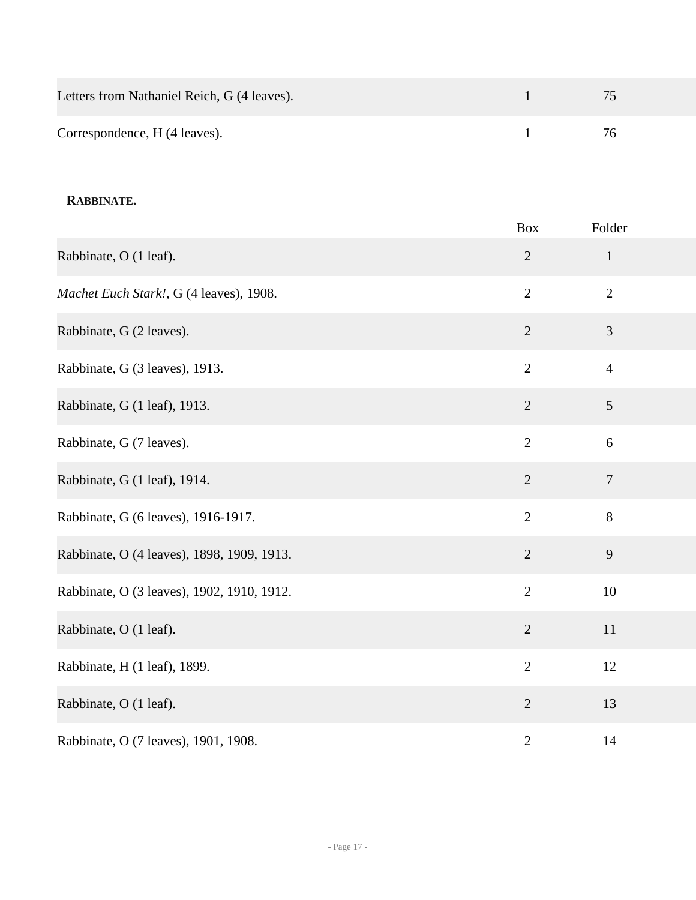| | | |
|---|---|---|
| Letters from Nathaniel Reich, G (4 leaves). | 1 | 75 |
| Correspondence, H (4 leaves). | 1 | 76 |

**RABBINATE.**

| | Box | Folder |
|---|---|---|
| Rabbinate, O (1 leaf). | 2 | 1 |
| *Machet Euch Stark!*, G (4 leaves), 1908. | 2 | 2 |
| Rabbinate, G (2 leaves). | 2 | 3 |
| Rabbinate, G (3 leaves), 1913. | 2 | 4 |
| Rabbinate, G (1 leaf), 1913. | 2 | 5 |
| Rabbinate, G (7 leaves). | 2 | 6 |
| Rabbinate, G (1 leaf), 1914. | 2 | 7 |
| Rabbinate, G (6 leaves), 1916-1917. | 2 | 8 |
| Rabbinate, O (4 leaves), 1898, 1909, 1913. | 2 | 9 |
| Rabbinate, O (3 leaves), 1902, 1910, 1912. | 2 | 10 |
| Rabbinate, O (1 leaf). | 2 | 11 |
| Rabbinate, H (1 leaf), 1899. | 2 | 12 |
| Rabbinate, O (1 leaf). | 2 | 13 |
| Rabbinate, O (7 leaves), 1901, 1908. | 2 | 14 |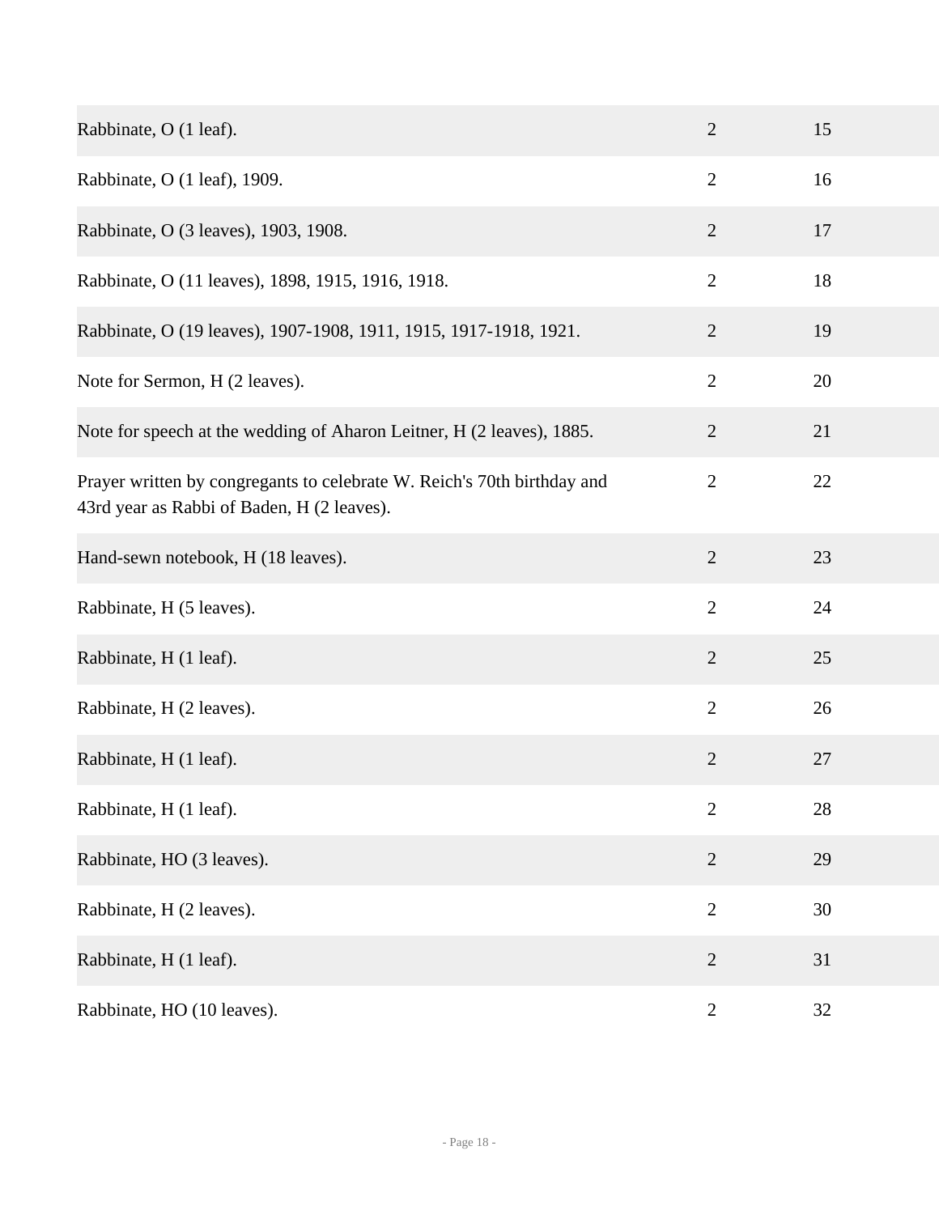| | | |
|---|---|---|
| Rabbinate, O (1 leaf). | 2 | 15 |
| Rabbinate, O (1 leaf), 1909. | 2 | 16 |
| Rabbinate, O (3 leaves), 1903, 1908. | 2 | 17 |
| Rabbinate, O (11 leaves), 1898, 1915, 1916, 1918. | 2 | 18 |
| Rabbinate, O (19 leaves), 1907-1908, 1911, 1915, 1917-1918, 1921. | 2 | 19 |
| Note for Sermon, H (2 leaves). | 2 | 20 |
| Note for speech at the wedding of Aharon Leitner, H (2 leaves), 1885. | 2 | 21 |
| Prayer written by congregants to celebrate W. Reich's 70th birthday and 43rd year as Rabbi of Baden, H (2 leaves). | 2 | 22 |
| Hand-sewn notebook, H (18 leaves). | 2 | 23 |
| Rabbinate, H (5 leaves). | 2 | 24 |
| Rabbinate, H (1 leaf). | 2 | 25 |
| Rabbinate, H (2 leaves). | 2 | 26 |
| Rabbinate, H (1 leaf). | 2 | 27 |
| Rabbinate, H (1 leaf). | 2 | 28 |
| Rabbinate, HO (3 leaves). | 2 | 29 |
| Rabbinate, H (2 leaves). | 2 | 30 |
| Rabbinate, H (1 leaf). | 2 | 31 |
| Rabbinate, HO (10 leaves). | 2 | 32 |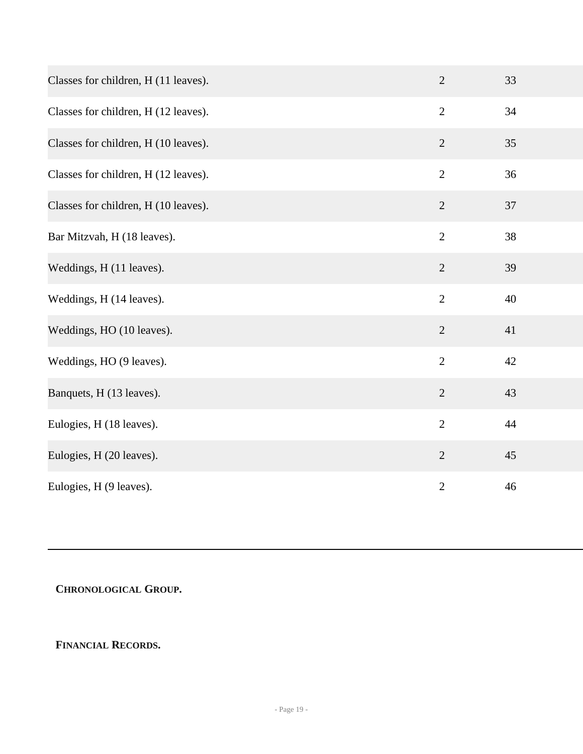| | | |
|---|---|---|
| Classes for children, H (11 leaves). | 2 | 33 |
| Classes for children, H (12 leaves). | 2 | 34 |
| Classes for children, H (10 leaves). | 2 | 35 |
| Classes for children, H (12 leaves). | 2 | 36 |
| Classes for children, H (10 leaves). | 2 | 37 |
| Bar Mitzvah, H (18 leaves). | 2 | 38 |
| Weddings, H (11 leaves). | 2 | 39 |
| Weddings, H (14 leaves). | 2 | 40 |
| Weddings, HO (10 leaves). | 2 | 41 |
| Weddings, HO (9 leaves). | 2 | 42 |
| Banquets, H (13 leaves). | 2 | 43 |
| Eulogies, H (18 leaves). | 2 | 44 |
| Eulogies, H (20 leaves). | 2 | 45 |
| Eulogies, H (9 leaves). | 2 | 46 |

---

**CHRONOLOGICAL GROUP.**

**FINANCIAL RECORDS.**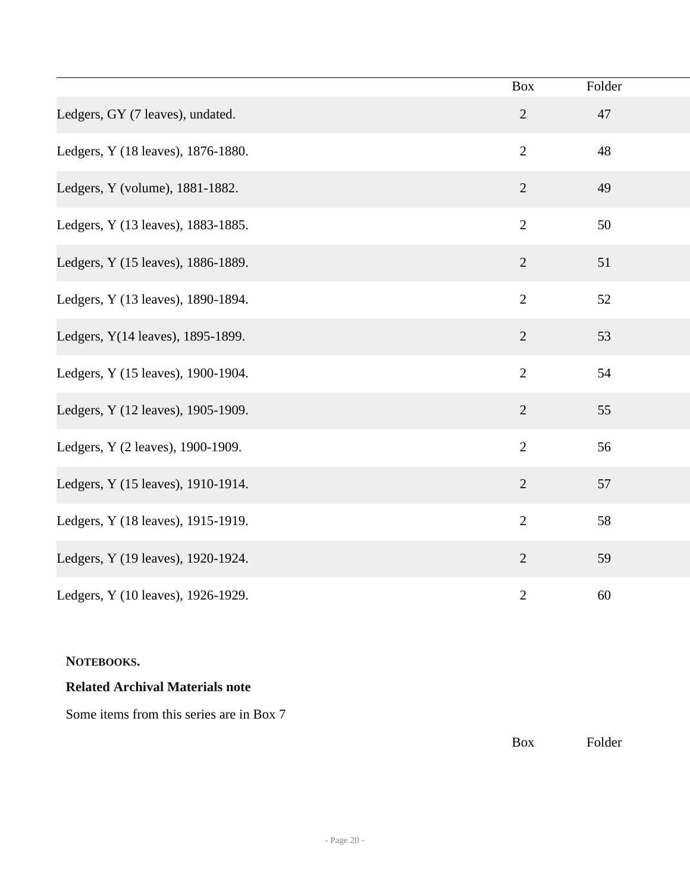| | Box | Folder |
|---|---|---|
| Ledgers, GY (7 leaves), undated. | 2 | 47 |
| Ledgers, Y (18 leaves), 1876-1880. | 2 | 48 |
| Ledgers, Y (volume), 1881-1882. | 2 | 49 |
| Ledgers, Y (13 leaves), 1883-1885. | 2 | 50 |
| Ledgers, Y (15 leaves), 1886-1889. | 2 | 51 |
| Ledgers, Y (13 leaves), 1890-1894. | 2 | 52 |
| Ledgers, Y(14 leaves), 1895-1899. | 2 | 53 |
| Ledgers, Y (15 leaves), 1900-1904. | 2 | 54 |
| Ledgers, Y (12 leaves), 1905-1909. | 2 | 55 |
| Ledgers, Y (2 leaves), 1900-1909. | 2 | 56 |
| Ledgers, Y (15 leaves), 1910-1914. | 2 | 57 |
| Ledgers, Y (18 leaves), 1915-1919. | 2 | 58 |
| Ledgers, Y (19 leaves), 1920-1924. | 2 | 59 |
| Ledgers, Y (10 leaves), 1926-1929. | 2 | 60 |

**NOTEBOOKS.**

**Related Archival Materials note**

Some items from this series are in Box 7

| | Box | Folder |
|---|---|---|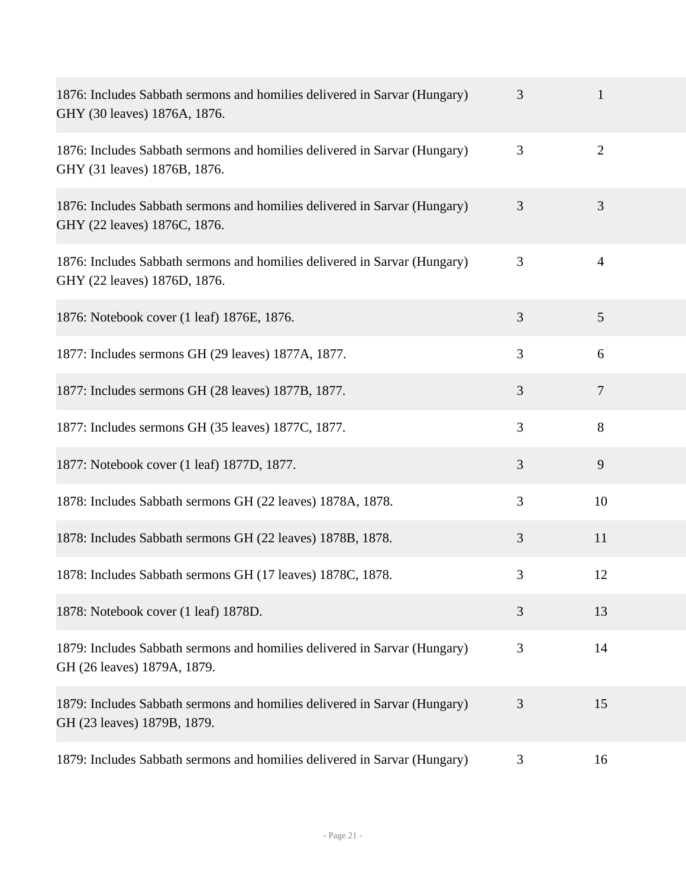| | | |
|---|---|---|
| 1876: Includes Sabbath sermons and homilies delivered in Sarvar (Hungary) GHY (30 leaves) 1876A, 1876. | 3 | 1 |
| 1876: Includes Sabbath sermons and homilies delivered in Sarvar (Hungary) GHY (31 leaves) 1876B, 1876. | 3 | 2 |
| 1876: Includes Sabbath sermons and homilies delivered in Sarvar (Hungary) GHY (22 leaves) 1876C, 1876. | 3 | 3 |
| 1876: Includes Sabbath sermons and homilies delivered in Sarvar (Hungary) GHY (22 leaves) 1876D, 1876. | 3 | 4 |
| 1876: Notebook cover (1 leaf) 1876E, 1876. | 3 | 5 |
| 1877: Includes sermons GH (29 leaves) 1877A, 1877. | 3 | 6 |
| 1877: Includes sermons GH (28 leaves) 1877B, 1877. | 3 | 7 |
| 1877: Includes sermons GH (35 leaves) 1877C, 1877. | 3 | 8 |
| 1877: Notebook cover (1 leaf) 1877D, 1877. | 3 | 9 |
| 1878: Includes Sabbath sermons GH (22 leaves) 1878A, 1878. | 3 | 10 |
| 1878: Includes Sabbath sermons GH (22 leaves) 1878B, 1878. | 3 | 11 |
| 1878: Includes Sabbath sermons GH (17 leaves) 1878C, 1878. | 3 | 12 |
| 1878: Notebook cover (1 leaf) 1878D. | 3 | 13 |
| 1879: Includes Sabbath sermons and homilies delivered in Sarvar (Hungary) GH (26 leaves) 1879A, 1879. | 3 | 14 |
| 1879: Includes Sabbath sermons and homilies delivered in Sarvar (Hungary) GH (23 leaves) 1879B, 1879. | 3 | 15 |
| 1879: Includes Sabbath sermons and homilies delivered in Sarvar (Hungary) | 3 | 16 |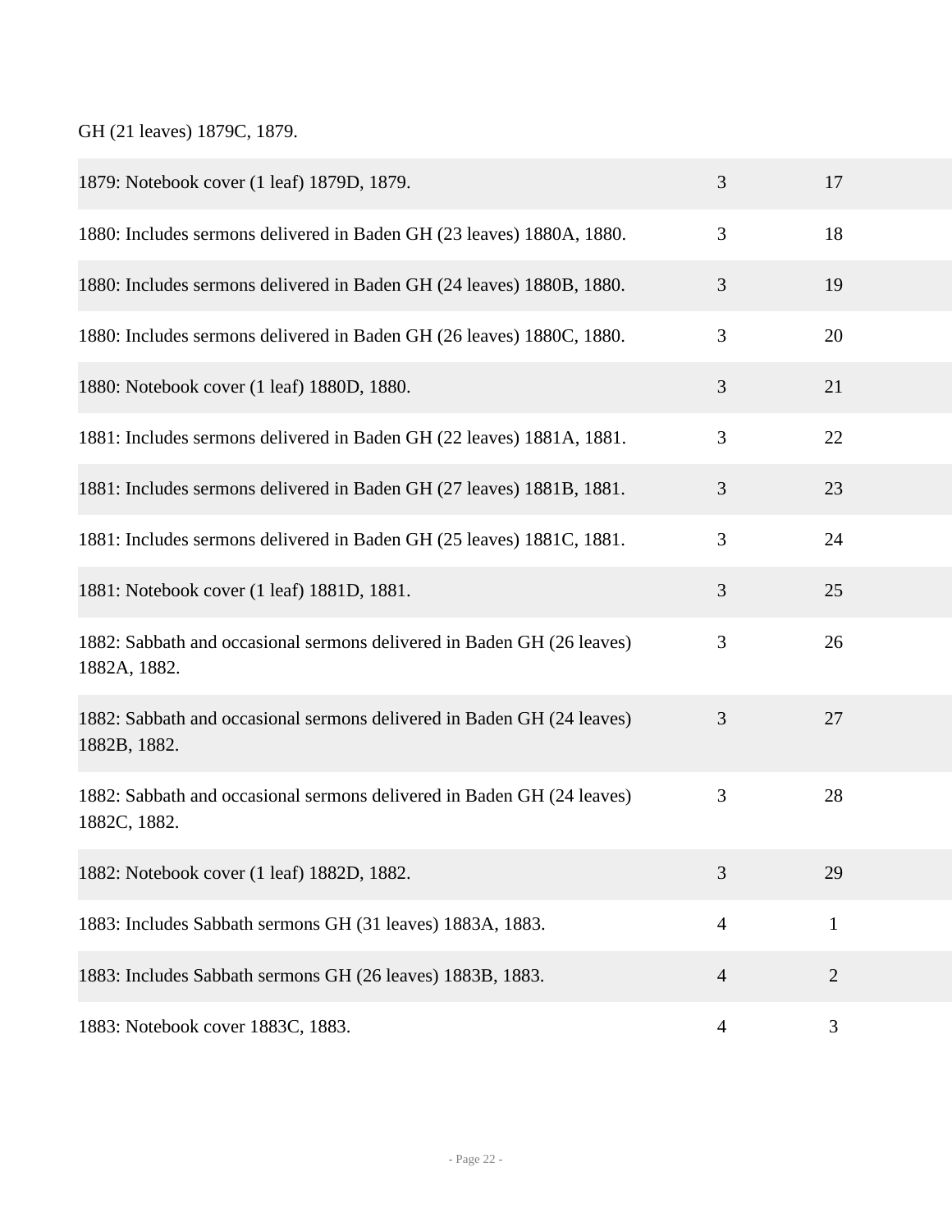GH (21 leaves) 1879C, 1879.

| | | |
|---|---|---|
| 1879: Notebook cover (1 leaf) 1879D, 1879. | 3 | 17 |
| 1880: Includes sermons delivered in Baden GH (23 leaves) 1880A, 1880. | 3 | 18 |
| 1880: Includes sermons delivered in Baden GH (24 leaves) 1880B, 1880. | 3 | 19 |
| 1880: Includes sermons delivered in Baden GH (26 leaves) 1880C, 1880. | 3 | 20 |
| 1880: Notebook cover (1 leaf) 1880D, 1880. | 3 | 21 |
| 1881: Includes sermons delivered in Baden GH (22 leaves) 1881A, 1881. | 3 | 22 |
| 1881: Includes sermons delivered in Baden GH (27 leaves) 1881B, 1881. | 3 | 23 |
| 1881: Includes sermons delivered in Baden GH (25 leaves) 1881C, 1881. | 3 | 24 |
| 1881: Notebook cover (1 leaf) 1881D, 1881. | 3 | 25 |
| 1882: Sabbath and occasional sermons delivered in Baden GH (26 leaves) 1882A, 1882. | 3 | 26 |
| 1882: Sabbath and occasional sermons delivered in Baden GH (24 leaves) 1882B, 1882. | 3 | 27 |
| 1882: Sabbath and occasional sermons delivered in Baden GH (24 leaves) 1882C, 1882. | 3 | 28 |
| 1882: Notebook cover (1 leaf) 1882D, 1882. | 3 | 29 |
| 1883: Includes Sabbath sermons GH (31 leaves) 1883A, 1883. | 4 | 1 |
| 1883: Includes Sabbath sermons GH (26 leaves) 1883B, 1883. | 4 | 2 |
| 1883: Notebook cover 1883C, 1883. | 4 | 3 |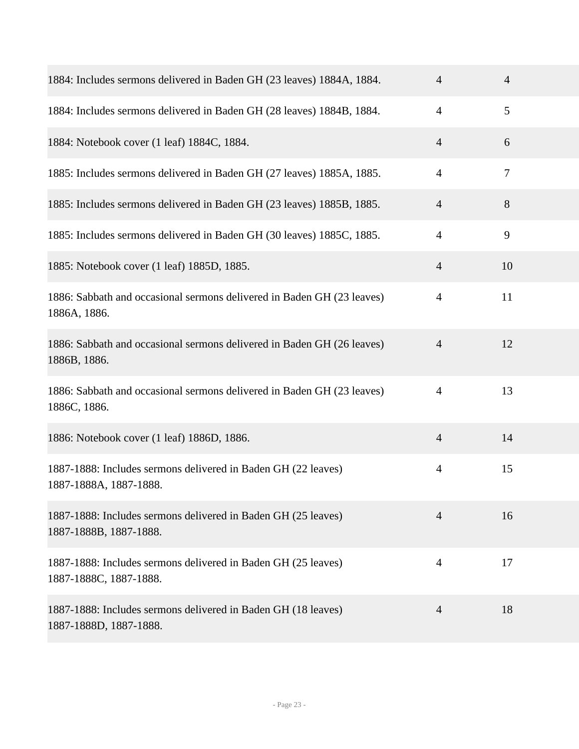| | | |
|---|---|---|
| 1884: Includes sermons delivered in Baden GH (23 leaves) 1884A, 1884. | 4 | 4 |
| 1884: Includes sermons delivered in Baden GH (28 leaves) 1884B, 1884. | 4 | 5 |
| 1884: Notebook cover (1 leaf) 1884C, 1884. | 4 | 6 |
| 1885: Includes sermons delivered in Baden GH (27 leaves) 1885A, 1885. | 4 | 7 |
| 1885: Includes sermons delivered in Baden GH (23 leaves) 1885B, 1885. | 4 | 8 |
| 1885: Includes sermons delivered in Baden GH (30 leaves) 1885C, 1885. | 4 | 9 |
| 1885: Notebook cover (1 leaf) 1885D, 1885. | 4 | 10 |
| 1886: Sabbath and occasional sermons delivered in Baden GH (23 leaves) 1886A, 1886. | 4 | 11 |
| 1886: Sabbath and occasional sermons delivered in Baden GH (26 leaves) 1886B, 1886. | 4 | 12 |
| 1886: Sabbath and occasional sermons delivered in Baden GH (23 leaves) 1886C, 1886. | 4 | 13 |
| 1886: Notebook cover (1 leaf) 1886D, 1886. | 4 | 14 |
| 1887-1888: Includes sermons delivered in Baden GH (22 leaves) 1887-1888A, 1887-1888. | 4 | 15 |
| 1887-1888: Includes sermons delivered in Baden GH (25 leaves) 1887-1888B, 1887-1888. | 4 | 16 |
| 1887-1888: Includes sermons delivered in Baden GH (25 leaves) 1887-1888C, 1887-1888. | 4 | 17 |
| 1887-1888: Includes sermons delivered in Baden GH (18 leaves) 1887-1888D, 1887-1888. | 4 | 18 |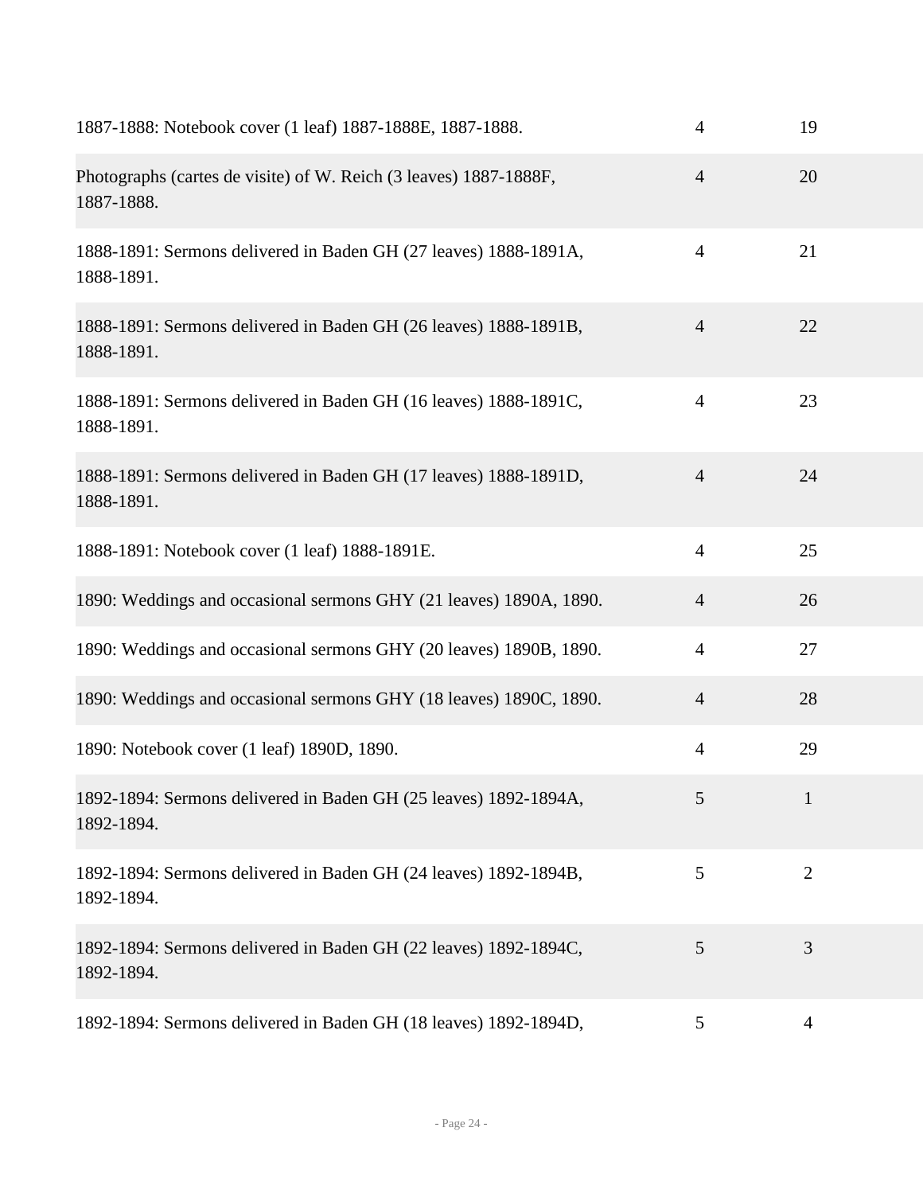| | | |
|---|---|---|
| 1887-1888: Notebook cover (1 leaf) 1887-1888E, 1887-1888. | 4 | 19 |
| Photographs (cartes de visite) of W. Reich (3 leaves) 1887-1888F, 1887-1888. | 4 | 20 |
| 1888-1891: Sermons delivered in Baden GH (27 leaves) 1888-1891A, 1888-1891. | 4 | 21 |
| 1888-1891: Sermons delivered in Baden GH (26 leaves) 1888-1891B, 1888-1891. | 4 | 22 |
| 1888-1891: Sermons delivered in Baden GH (16 leaves) 1888-1891C, 1888-1891. | 4 | 23 |
| 1888-1891: Sermons delivered in Baden GH (17 leaves) 1888-1891D, 1888-1891. | 4 | 24 |
| 1888-1891: Notebook cover (1 leaf) 1888-1891E. | 4 | 25 |
| 1890: Weddings and occasional sermons GHY (21 leaves) 1890A, 1890. | 4 | 26 |
| 1890: Weddings and occasional sermons GHY (20 leaves) 1890B, 1890. | 4 | 27 |
| 1890: Weddings and occasional sermons GHY (18 leaves) 1890C, 1890. | 4 | 28 |
| 1890: Notebook cover (1 leaf) 1890D, 1890. | 4 | 29 |
| 1892-1894: Sermons delivered in Baden GH (25 leaves) 1892-1894A, 1892-1894. | 5 | 1 |
| 1892-1894: Sermons delivered in Baden GH (24 leaves) 1892-1894B, 1892-1894. | 5 | 2 |
| 1892-1894: Sermons delivered in Baden GH (22 leaves) 1892-1894C, 1892-1894. | 5 | 3 |
| 1892-1894: Sermons delivered in Baden GH (18 leaves) 1892-1894D, | 5 | 4 |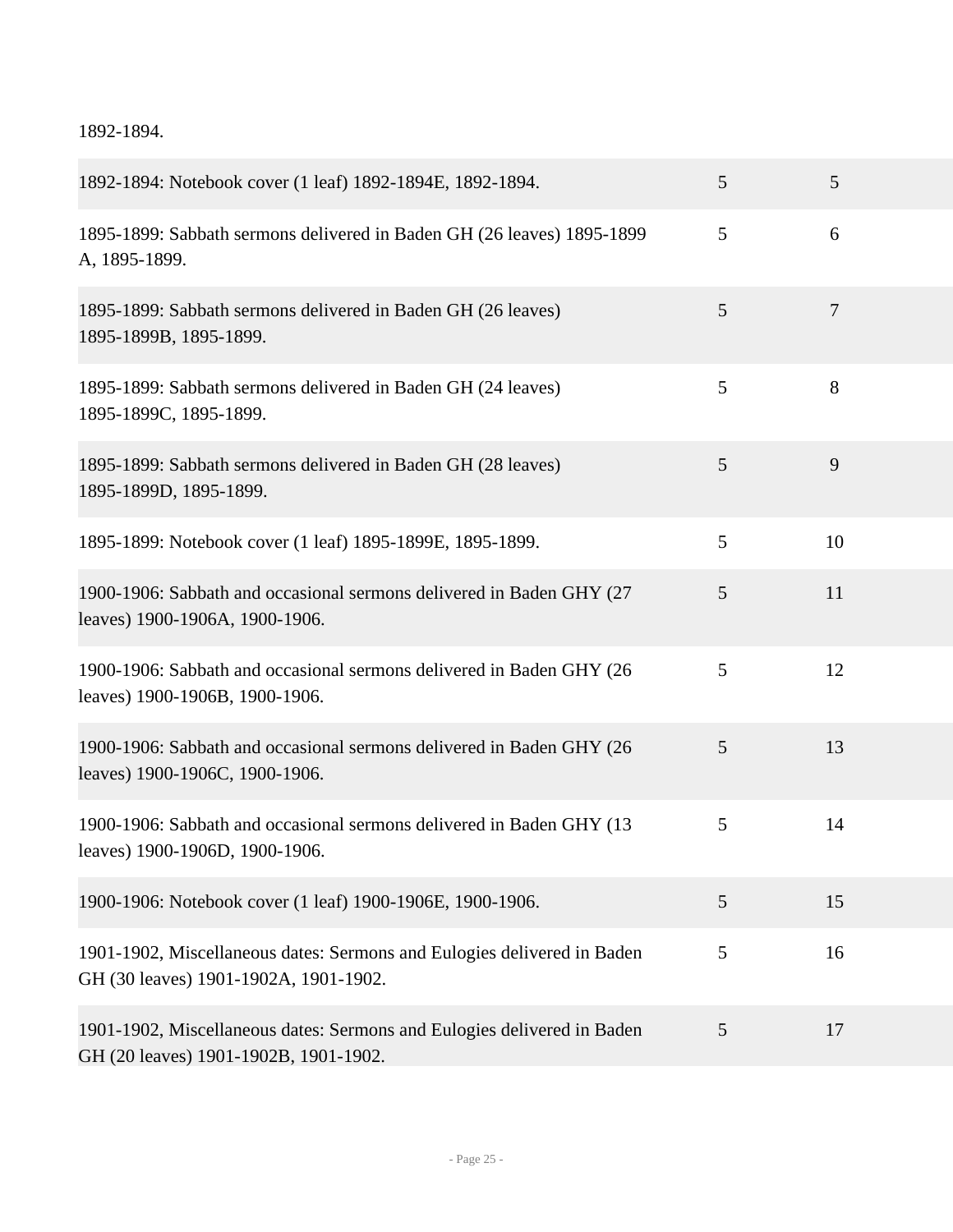1892-1894.

| | | |
|---|---|---|
| 1892-1894: Notebook cover (1 leaf) 1892-1894E, 1892-1894. | 5 | 5 |
| 1895-1899: Sabbath sermons delivered in Baden GH (26 leaves) 1895-1899 A, 1895-1899. | 5 | 6 |
| 1895-1899: Sabbath sermons delivered in Baden GH (26 leaves) 1895-1899B, 1895-1899. | 5 | 7 |
| 1895-1899: Sabbath sermons delivered in Baden GH (24 leaves) 1895-1899C, 1895-1899. | 5 | 8 |
| 1895-1899: Sabbath sermons delivered in Baden GH (28 leaves) 1895-1899D, 1895-1899. | 5 | 9 |
| 1895-1899: Notebook cover (1 leaf) 1895-1899E, 1895-1899. | 5 | 10 |
| 1900-1906: Sabbath and occasional sermons delivered in Baden GHY (27 leaves) 1900-1906A, 1900-1906. | 5 | 11 |
| 1900-1906: Sabbath and occasional sermons delivered in Baden GHY (26 leaves) 1900-1906B, 1900-1906. | 5 | 12 |
| 1900-1906: Sabbath and occasional sermons delivered in Baden GHY (26 leaves) 1900-1906C, 1900-1906. | 5 | 13 |
| 1900-1906: Sabbath and occasional sermons delivered in Baden GHY (13 leaves) 1900-1906D, 1900-1906. | 5 | 14 |
| 1900-1906: Notebook cover (1 leaf) 1900-1906E, 1900-1906. | 5 | 15 |
| 1901-1902, Miscellaneous dates: Sermons and Eulogies delivered in Baden GH (30 leaves) 1901-1902A, 1901-1902. | 5 | 16 |
| 1901-1902, Miscellaneous dates: Sermons and Eulogies delivered in Baden GH (20 leaves) 1901-1902B, 1901-1902. | 5 | 17 |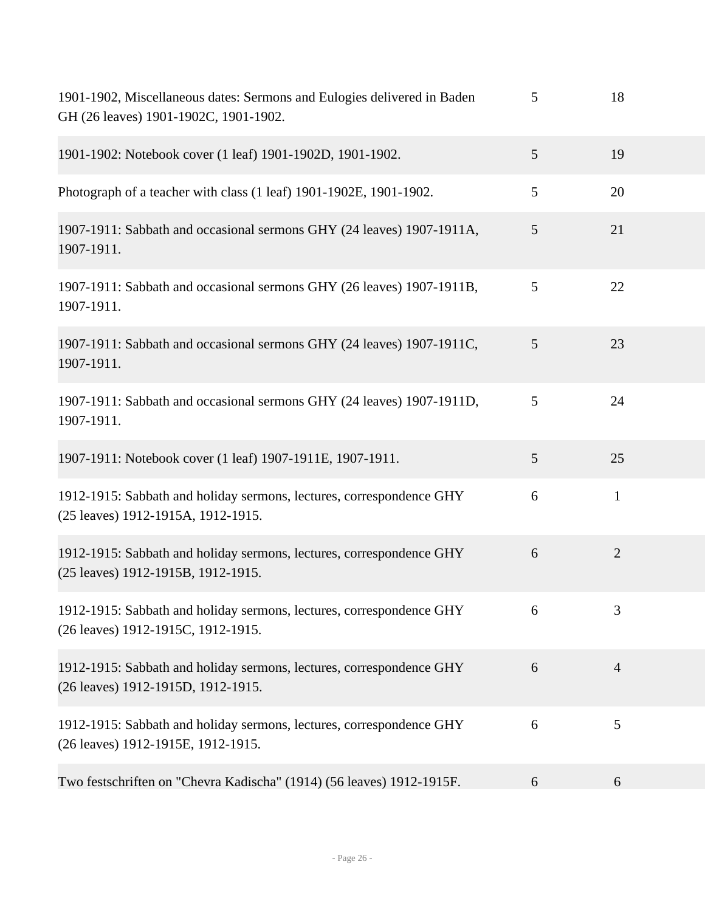| | | |
|---|---|---|
| 1901-1902, Miscellaneous dates: Sermons and Eulogies delivered in Baden GH (26 leaves) 1901-1902C, 1901-1902. | 5 | 18 |
| 1901-1902: Notebook cover (1 leaf) 1901-1902D, 1901-1902. | 5 | 19 |
| Photograph of a teacher with class (1 leaf) 1901-1902E, 1901-1902. | 5 | 20 |
| 1907-1911: Sabbath and occasional sermons GHY (24 leaves) 1907-1911A, 1907-1911. | 5 | 21 |
| 1907-1911: Sabbath and occasional sermons GHY (26 leaves) 1907-1911B, 1907-1911. | 5 | 22 |
| 1907-1911: Sabbath and occasional sermons GHY (24 leaves) 1907-1911C, 1907-1911. | 5 | 23 |
| 1907-1911: Sabbath and occasional sermons GHY (24 leaves) 1907-1911D, 1907-1911. | 5 | 24 |
| 1907-1911: Notebook cover (1 leaf) 1907-1911E, 1907-1911. | 5 | 25 |
| 1912-1915: Sabbath and holiday sermons, lectures, correspondence GHY (25 leaves) 1912-1915A, 1912-1915. | 6 | 1 |
| 1912-1915: Sabbath and holiday sermons, lectures, correspondence GHY (25 leaves) 1912-1915B, 1912-1915. | 6 | 2 |
| 1912-1915: Sabbath and holiday sermons, lectures, correspondence GHY (26 leaves) 1912-1915C, 1912-1915. | 6 | 3 |
| 1912-1915: Sabbath and holiday sermons, lectures, correspondence GHY (26 leaves) 1912-1915D, 1912-1915. | 6 | 4 |
| 1912-1915: Sabbath and holiday sermons, lectures, correspondence GHY (26 leaves) 1912-1915E, 1912-1915. | 6 | 5 |
| Two festschriften on "Chevra Kadischa" (1914) (56 leaves) 1912-1915F. | 6 | 6 |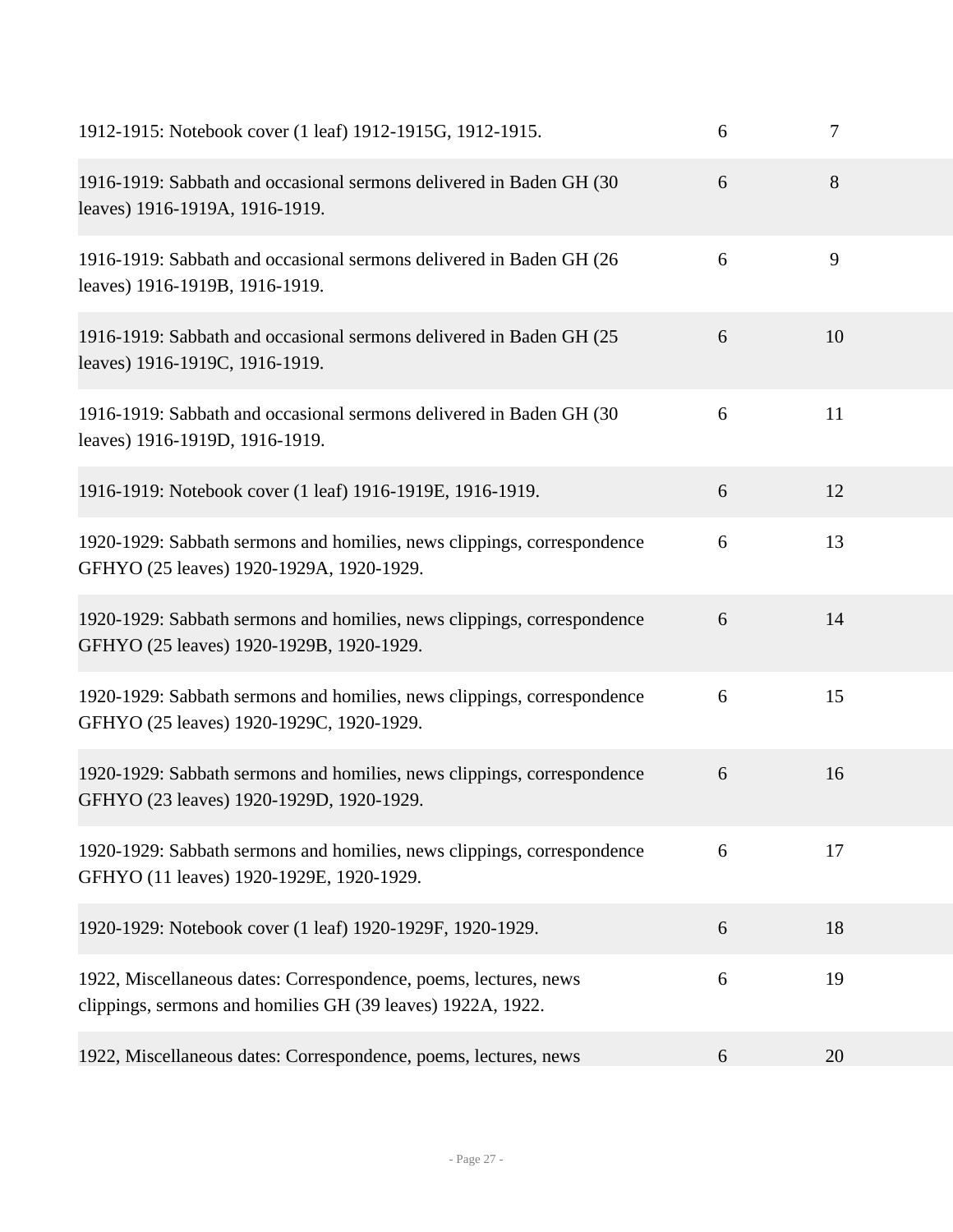| | | |
|---|---|---|
| 1912-1915: Notebook cover (1 leaf) 1912-1915G, 1912-1915. | 6 | 7 |
| 1916-1919: Sabbath and occasional sermons delivered in Baden GH (30 leaves) 1916-1919A, 1916-1919. | 6 | 8 |
| 1916-1919: Sabbath and occasional sermons delivered in Baden GH (26 leaves) 1916-1919B, 1916-1919. | 6 | 9 |
| 1916-1919: Sabbath and occasional sermons delivered in Baden GH (25 leaves) 1916-1919C, 1916-1919. | 6 | 10 |
| 1916-1919: Sabbath and occasional sermons delivered in Baden GH (30 leaves) 1916-1919D, 1916-1919. | 6 | 11 |
| 1916-1919: Notebook cover (1 leaf) 1916-1919E, 1916-1919. | 6 | 12 |
| 1920-1929: Sabbath sermons and homilies, news clippings, correspondence GFHYO (25 leaves) 1920-1929A, 1920-1929. | 6 | 13 |
| 1920-1929: Sabbath sermons and homilies, news clippings, correspondence GFHYO (25 leaves) 1920-1929B, 1920-1929. | 6 | 14 |
| 1920-1929: Sabbath sermons and homilies, news clippings, correspondence GFHYO (25 leaves) 1920-1929C, 1920-1929. | 6 | 15 |
| 1920-1929: Sabbath sermons and homilies, news clippings, correspondence GFHYO (23 leaves) 1920-1929D, 1920-1929. | 6 | 16 |
| 1920-1929: Sabbath sermons and homilies, news clippings, correspondence GFHYO (11 leaves) 1920-1929E, 1920-1929. | 6 | 17 |
| 1920-1929: Notebook cover (1 leaf) 1920-1929F, 1920-1929. | 6 | 18 |
| 1922, Miscellaneous dates: Correspondence, poems, lectures, news clippings, sermons and homilies GH (39 leaves) 1922A, 1922. | 6 | 19 |
| 1922, Miscellaneous dates: Correspondence, poems, lectures, news | 6 | 20 |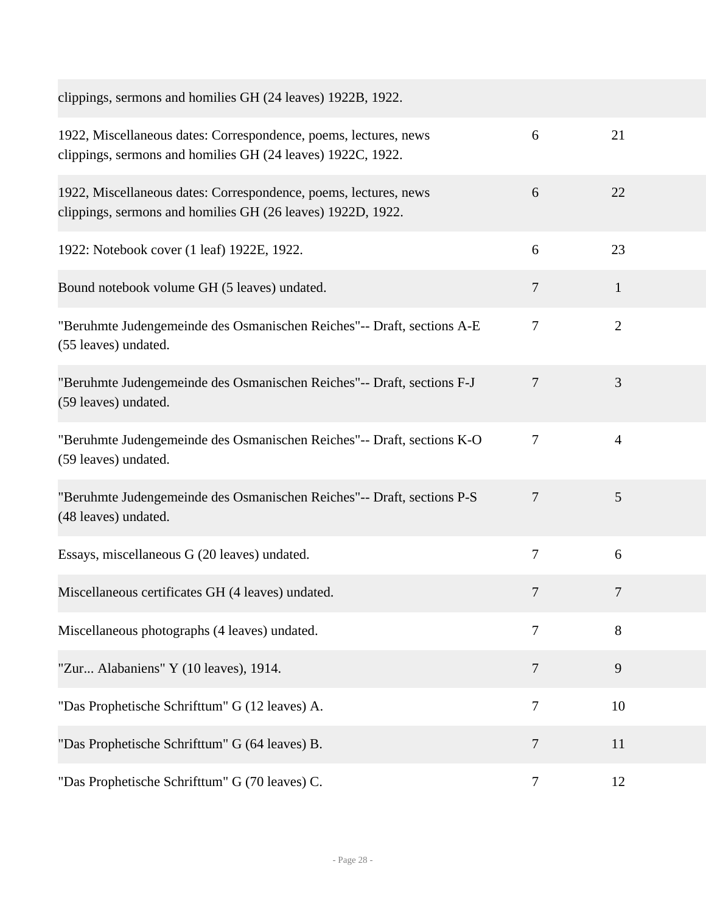| | | |
|---|---|---|
| clippings, sermons and homilies GH (24 leaves) 1922B, 1922. | | |
| 1922, Miscellaneous dates: Correspondence, poems, lectures, news clippings, sermons and homilies GH (24 leaves) 1922C, 1922. | 6 | 21 |
| 1922, Miscellaneous dates: Correspondence, poems, lectures, news clippings, sermons and homilies GH (26 leaves) 1922D, 1922. | 6 | 22 |
| 1922: Notebook cover (1 leaf) 1922E, 1922. | 6 | 23 |
| Bound notebook volume GH (5 leaves) undated. | 7 | 1 |
| "Beruhmte Judengemeinde des Osmanischen Reiches"-- Draft, sections A-E (55 leaves) undated. | 7 | 2 |
| "Beruhmte Judengemeinde des Osmanischen Reiches"-- Draft, sections F-J (59 leaves) undated. | 7 | 3 |
| "Beruhmte Judengemeinde des Osmanischen Reiches"-- Draft, sections K-O (59 leaves) undated. | 7 | 4 |
| "Beruhmte Judengemeinde des Osmanischen Reiches"-- Draft, sections P-S (48 leaves) undated. | 7 | 5 |
| Essays, miscellaneous G (20 leaves) undated. | 7 | 6 |
| Miscellaneous certificates GH (4 leaves) undated. | 7 | 7 |
| Miscellaneous photographs (4 leaves) undated. | 7 | 8 |
| "Zur... Alabaniens" Y (10 leaves), 1914. | 7 | 9 |
| "Das Prophetische Schrifttum" G (12 leaves) A. | 7 | 10 |
| "Das Prophetische Schrifttum" G (64 leaves) B. | 7 | 11 |
| "Das Prophetische Schrifttum" G (70 leaves) C. | 7 | 12 |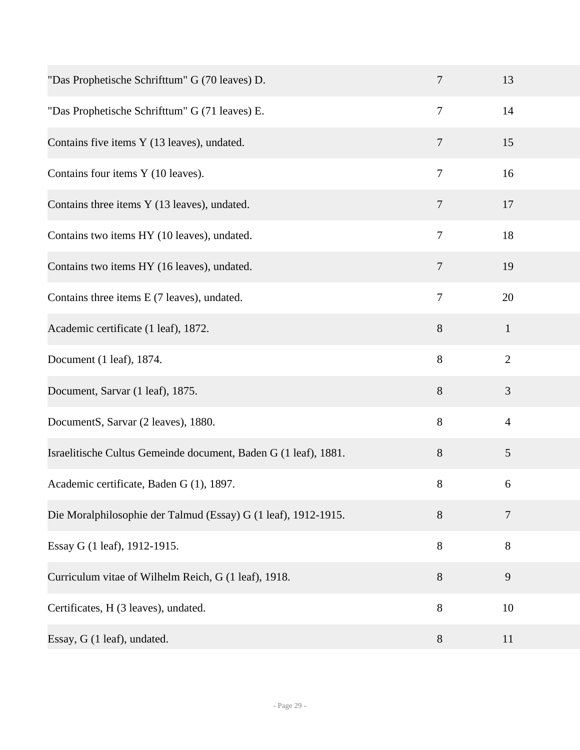| | | |
|---|---|---|
| "Das Prophetische Schrifttum" G (70 leaves) D. | 7 | 13 |
| "Das Prophetische Schrifttum" G (71 leaves) E. | 7 | 14 |
| Contains five items Y (13 leaves), undated. | 7 | 15 |
| Contains four items Y (10 leaves). | 7 | 16 |
| Contains three items Y (13 leaves), undated. | 7 | 17 |
| Contains two items HY (10 leaves), undated. | 7 | 18 |
| Contains two items HY (16 leaves), undated. | 7 | 19 |
| Contains three items E (7 leaves), undated. | 7 | 20 |
| Academic certificate (1 leaf), 1872. | 8 | 1 |
| Document (1 leaf), 1874. | 8 | 2 |
| Document, Sarvar (1 leaf), 1875. | 8 | 3 |
| DocumentS, Sarvar (2 leaves), 1880. | 8 | 4 |
| Israelitische Cultus Gemeinde document, Baden G (1 leaf), 1881. | 8 | 5 |
| Academic certificate, Baden G (1), 1897. | 8 | 6 |
| Die Moralphilosophie der Talmud (Essay) G (1 leaf), 1912-1915. | 8 | 7 |
| Essay G (1 leaf), 1912-1915. | 8 | 8 |
| Curriculum vitae of Wilhelm Reich, G (1 leaf), 1918. | 8 | 9 |
| Certificates, H (3 leaves), undated. | 8 | 10 |
| Essay, G (1 leaf), undated. | 8 | 11 |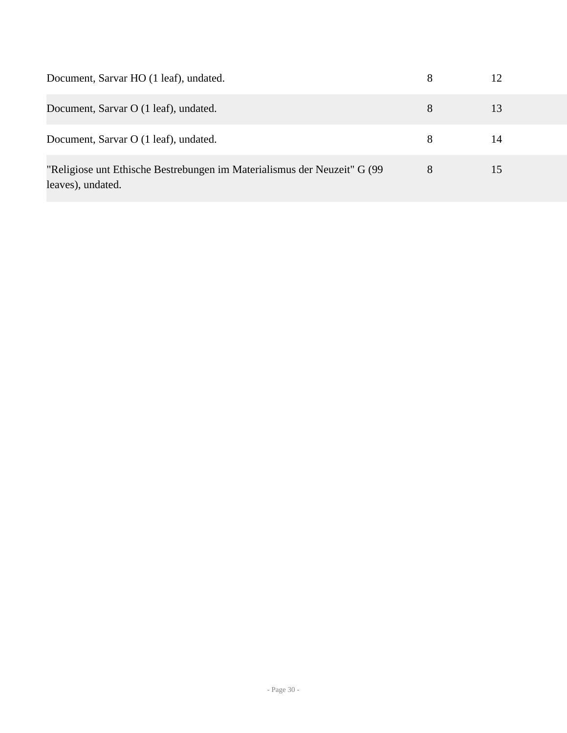| | | |
|---|---|---|
| Document, Sarvar HO (1 leaf), undated. | 8 | 12 |
| Document, Sarvar O (1 leaf), undated. | 8 | 13 |
| Document, Sarvar O (1 leaf), undated. | 8 | 14 |
| "Religiose unt Ethische Bestrebungen im Materialismus der Neuzeit" G (99 leaves), undated. | 8 | 15 |